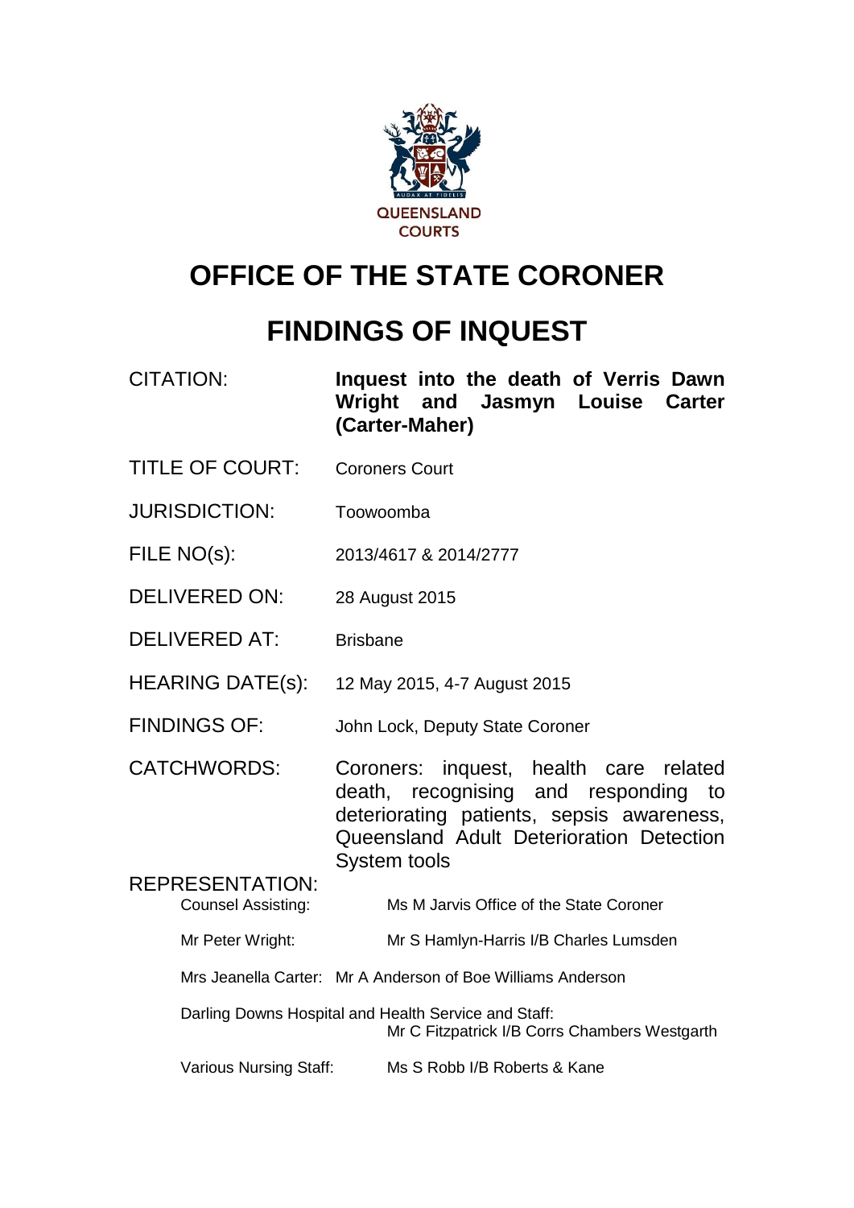QUEENSLAND COURTS

# OFFICE OF THE STATE CORONER

# FINDINGS OF INQUEST

| | |
|---|---|
| CITATION: | **Inquest into the death of Verris Dawn Wright and Jasmyn Louise Carter (Carter-Maher)** |
| TITLE OF COURT: | Coroners Court |
| JURISDICTION: | Toowoomba |
| FILE NO(s): | 2013/4617 & 2014/2777 |
| DELIVERED ON: | 28 August 2015 |
| DELIVERED AT: | Brisbane |
| HEARING DATE(s): | 12 May 2015, 4-7 August 2015 |
| FINDINGS OF: | John Lock, Deputy State Coroner |
| CATCHWORDS: | Coroners: inquest, health care related death, recognising and responding to deteriorating patients, sepsis awareness, Queensland Adult Deterioration Detection System tools |

REPRESENTATION:

| | |
|---|---|
| Counsel Assisting: | Ms M Jarvis Office of the State Coroner |
| Mr Peter Wright: | Mr S Hamlyn-Harris I/B Charles Lumsden |
| Mrs Jeanella Carter: | Mr A Anderson of Boe Williams Anderson |
| Darling Downs Hospital and Health Service and Staff: | Mr C Fitzpatrick I/B Corrs Chambers Westgarth |
| Various Nursing Staff: | Ms S Robb I/B Roberts & Kane |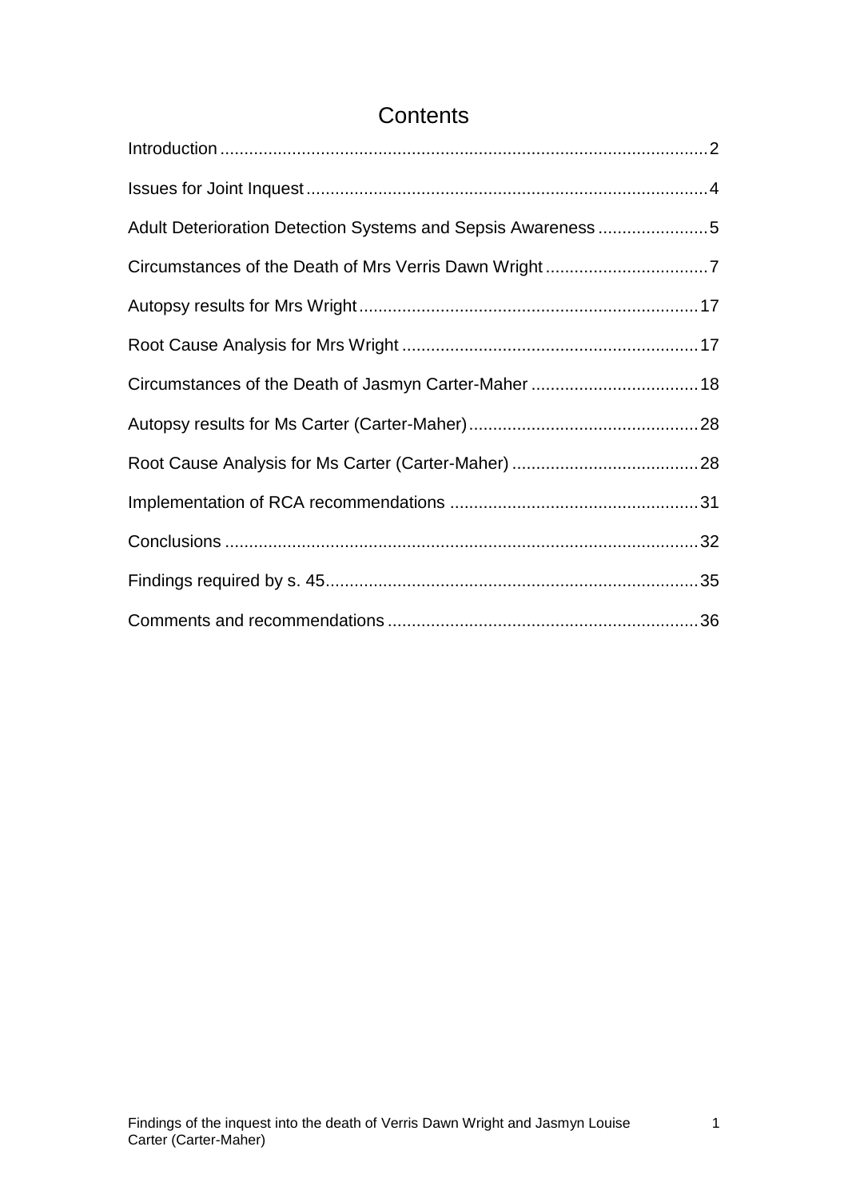# Contents

Introduction.....2

Issues for Joint Inquest.....4

Adult Deterioration Detection Systems and Sepsis Awareness.....5

Circumstances of the Death of Mrs Verris Dawn Wright.....7

Autopsy results for Mrs Wright.....17

Root Cause Analysis for Mrs Wright.....17

Circumstances of the Death of Jasmyn Carter-Maher.....18

Autopsy results for Ms Carter (Carter-Maher).....28

Root Cause Analysis for Ms Carter (Carter-Maher).....28

Implementation of RCA recommendations.....31

Conclusions.....32

Findings required by s. 45.....35

Comments and recommendations.....36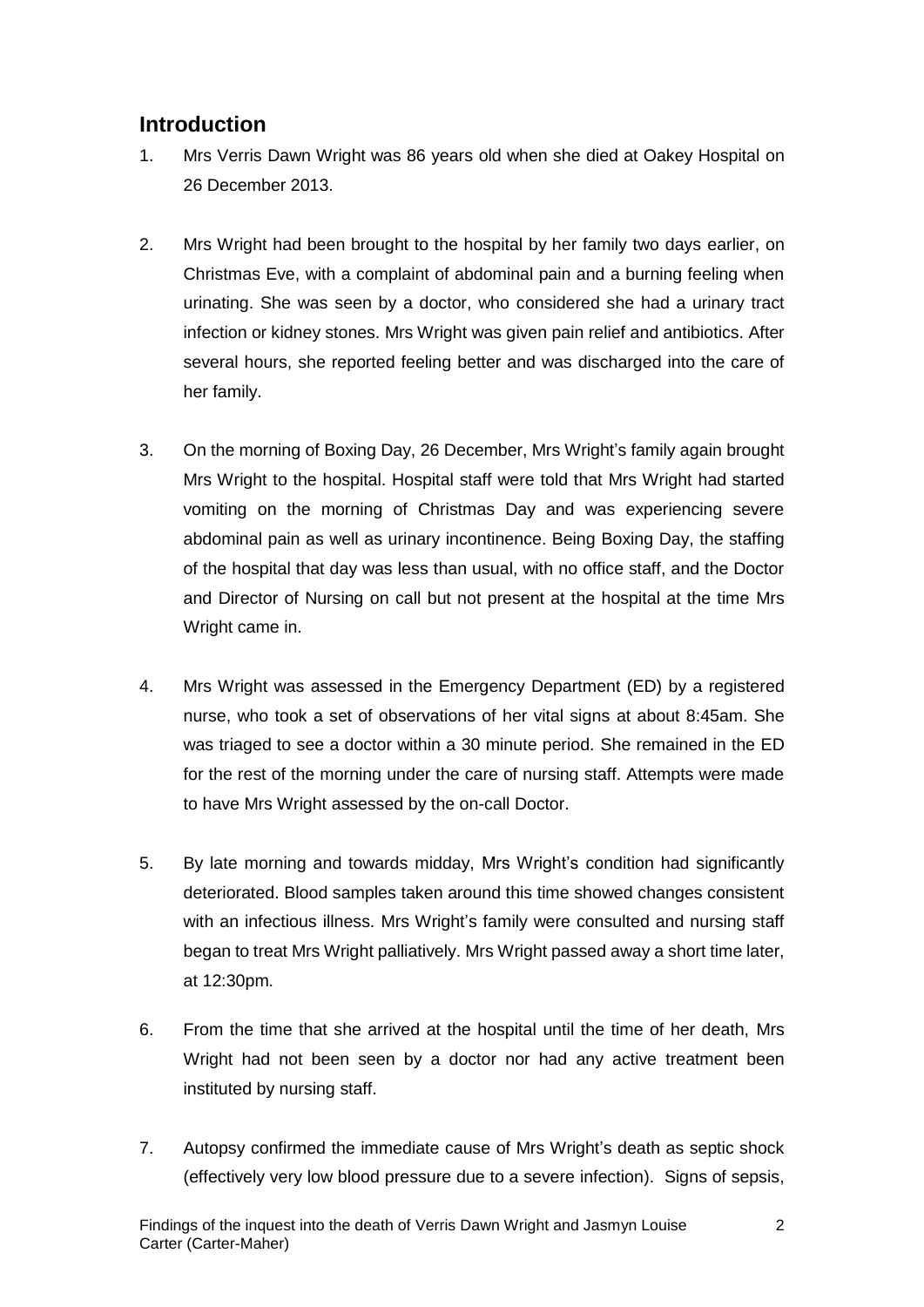## Introduction

1. Mrs Verris Dawn Wright was 86 years old when she died at Oakey Hospital on 26 December 2013.

2. Mrs Wright had been brought to the hospital by her family two days earlier, on Christmas Eve, with a complaint of abdominal pain and a burning feeling when urinating. She was seen by a doctor, who considered she had a urinary tract infection or kidney stones. Mrs Wright was given pain relief and antibiotics. After several hours, she reported feeling better and was discharged into the care of her family.

3. On the morning of Boxing Day, 26 December, Mrs Wright's family again brought Mrs Wright to the hospital. Hospital staff were told that Mrs Wright had started vomiting on the morning of Christmas Day and was experiencing severe abdominal pain as well as urinary incontinence. Being Boxing Day, the staffing of the hospital that day was less than usual, with no office staff, and the Doctor and Director of Nursing on call but not present at the hospital at the time Mrs Wright came in.

4. Mrs Wright was assessed in the Emergency Department (ED) by a registered nurse, who took a set of observations of her vital signs at about 8:45am. She was triaged to see a doctor within a 30 minute period. She remained in the ED for the rest of the morning under the care of nursing staff. Attempts were made to have Mrs Wright assessed by the on-call Doctor.

5. By late morning and towards midday, Mrs Wright's condition had significantly deteriorated. Blood samples taken around this time showed changes consistent with an infectious illness. Mrs Wright's family were consulted and nursing staff began to treat Mrs Wright palliatively. Mrs Wright passed away a short time later, at 12:30pm.

6. From the time that she arrived at the hospital until the time of her death, Mrs Wright had not been seen by a doctor nor had any active treatment been instituted by nursing staff.

7. Autopsy confirmed the immediate cause of Mrs Wright's death as septic shock (effectively very low blood pressure due to a severe infection). Signs of sepsis,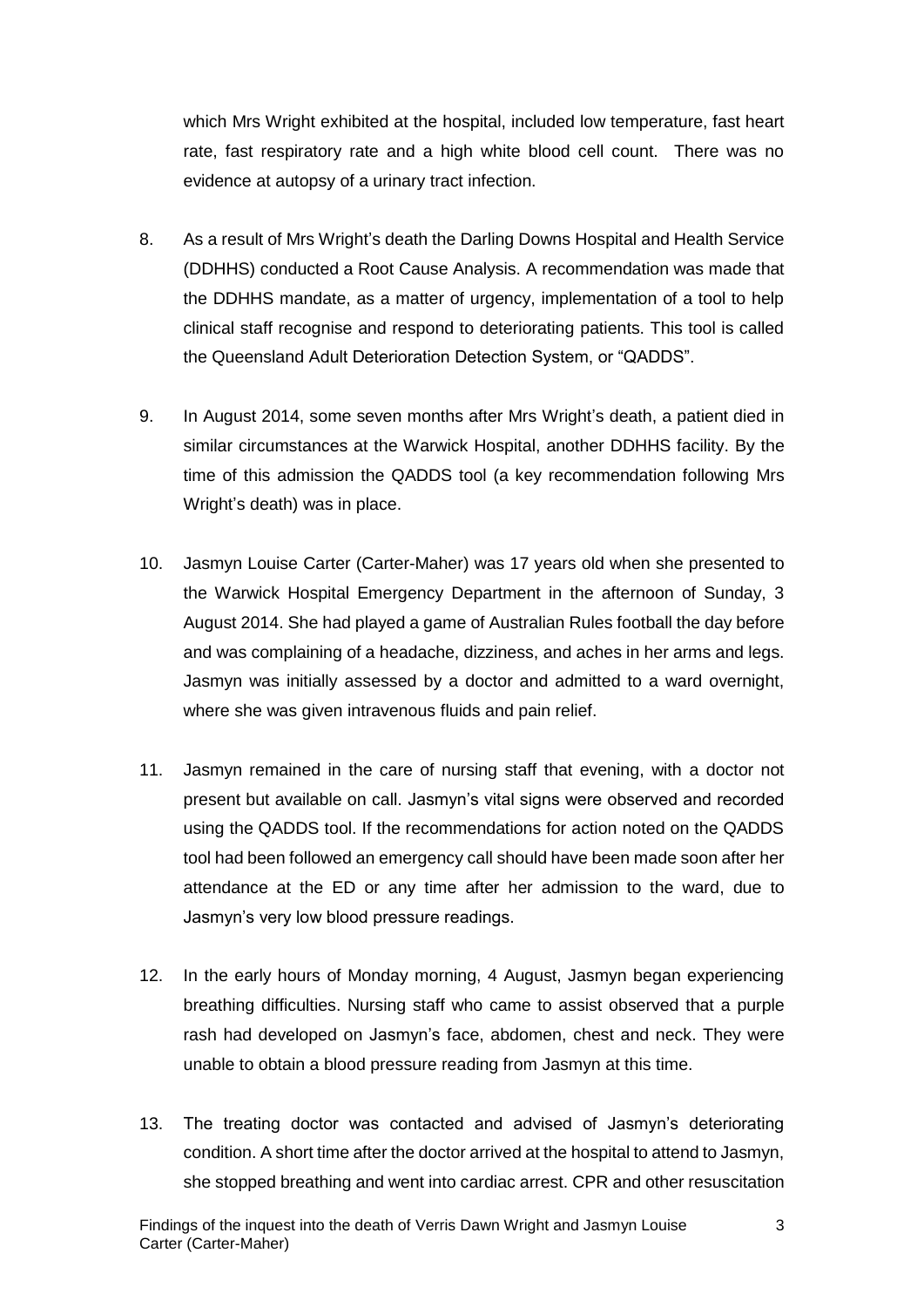which Mrs Wright exhibited at the hospital, included low temperature, fast heart rate, fast respiratory rate and a high white blood cell count. There was no evidence at autopsy of a urinary tract infection.

8. As a result of Mrs Wright's death the Darling Downs Hospital and Health Service (DDHHS) conducted a Root Cause Analysis. A recommendation was made that the DDHHS mandate, as a matter of urgency, implementation of a tool to help clinical staff recognise and respond to deteriorating patients. This tool is called the Queensland Adult Deterioration Detection System, or "QADDS".

9. In August 2014, some seven months after Mrs Wright's death, a patient died in similar circumstances at the Warwick Hospital, another DDHHS facility. By the time of this admission the QADDS tool (a key recommendation following Mrs Wright's death) was in place.

10. Jasmyn Louise Carter (Carter-Maher) was 17 years old when she presented to the Warwick Hospital Emergency Department in the afternoon of Sunday, 3 August 2014. She had played a game of Australian Rules football the day before and was complaining of a headache, dizziness, and aches in her arms and legs. Jasmyn was initially assessed by a doctor and admitted to a ward overnight, where she was given intravenous fluids and pain relief.

11. Jasmyn remained in the care of nursing staff that evening, with a doctor not present but available on call. Jasmyn's vital signs were observed and recorded using the QADDS tool. If the recommendations for action noted on the QADDS tool had been followed an emergency call should have been made soon after her attendance at the ED or any time after her admission to the ward, due to Jasmyn's very low blood pressure readings.

12. In the early hours of Monday morning, 4 August, Jasmyn began experiencing breathing difficulties. Nursing staff who came to assist observed that a purple rash had developed on Jasmyn's face, abdomen, chest and neck. They were unable to obtain a blood pressure reading from Jasmyn at this time.

13. The treating doctor was contacted and advised of Jasmyn's deteriorating condition. A short time after the doctor arrived at the hospital to attend to Jasmyn, she stopped breathing and went into cardiac arrest. CPR and other resuscitation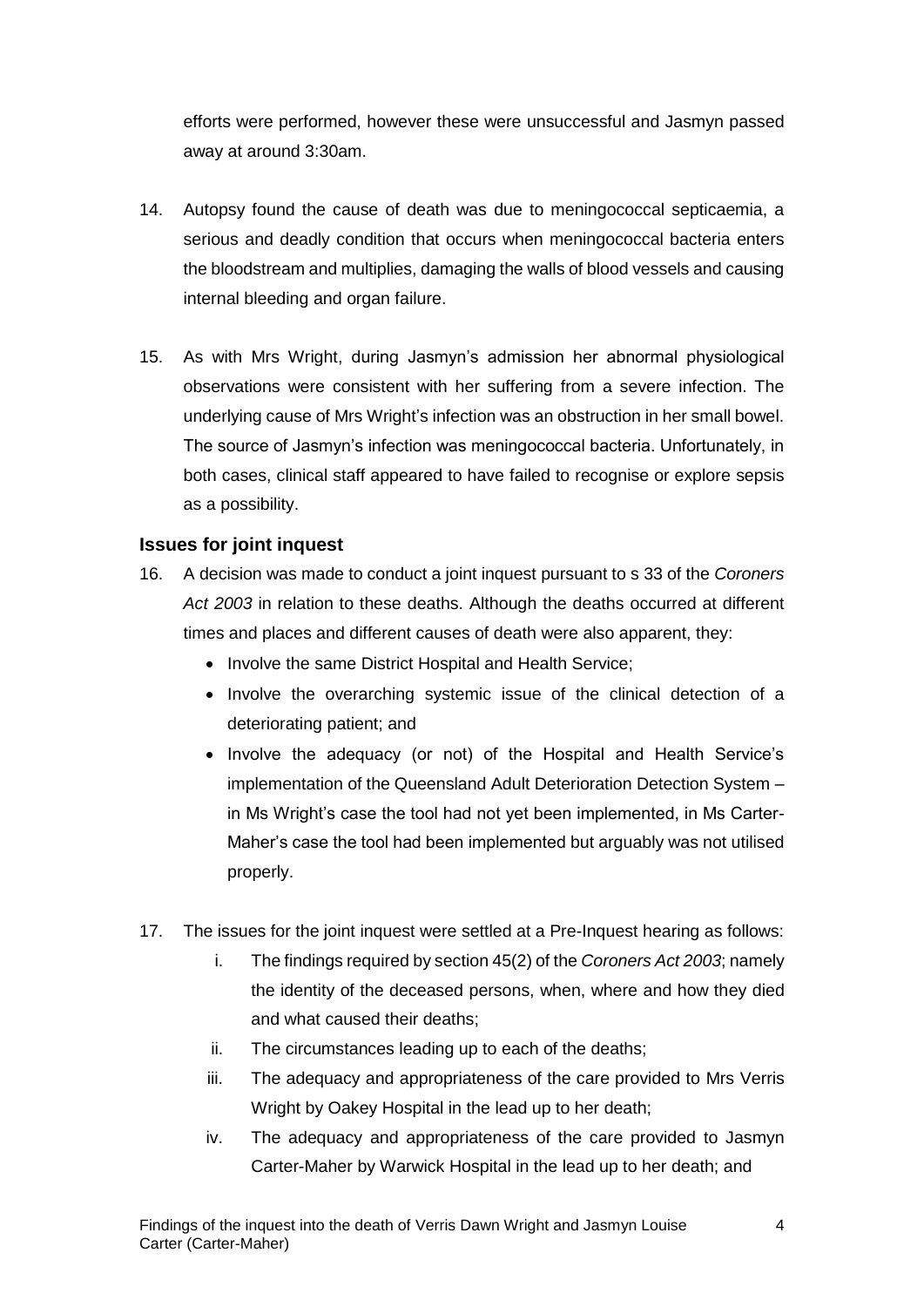efforts were performed, however these were unsuccessful and Jasmyn passed away at around 3:30am.

14. Autopsy found the cause of death was due to meningococcal septicaemia, a serious and deadly condition that occurs when meningococcal bacteria enters the bloodstream and multiplies, damaging the walls of blood vessels and causing internal bleeding and organ failure.

15. As with Mrs Wright, during Jasmyn's admission her abnormal physiological observations were consistent with her suffering from a severe infection. The underlying cause of Mrs Wright's infection was an obstruction in her small bowel. The source of Jasmyn's infection was meningococcal bacteria. Unfortunately, in both cases, clinical staff appeared to have failed to recognise or explore sepsis as a possibility.

### Issues for joint inquest

16. A decision was made to conduct a joint inquest pursuant to s 33 of the *Coroners Act 2003* in relation to these deaths. Although the deaths occurred at different times and places and different causes of death were also apparent, they:
    - Involve the same District Hospital and Health Service;
    - Involve the overarching systemic issue of the clinical detection of a deteriorating patient; and
    - Involve the adequacy (or not) of the Hospital and Health Service's implementation of the Queensland Adult Deterioration Detection System – in Ms Wright's case the tool had not yet been implemented, in Ms Carter-Maher's case the tool had been implemented but arguably was not utilised properly.

17. The issues for the joint inquest were settled at a Pre-Inquest hearing as follows:
    i. The findings required by section 45(2) of the *Coroners Act 2003*; namely the identity of the deceased persons, when, where and how they died and what caused their deaths;
    ii. The circumstances leading up to each of the deaths;
    iii. The adequacy and appropriateness of the care provided to Mrs Verris Wright by Oakey Hospital in the lead up to her death;
    iv. The adequacy and appropriateness of the care provided to Jasmyn Carter-Maher by Warwick Hospital in the lead up to her death; and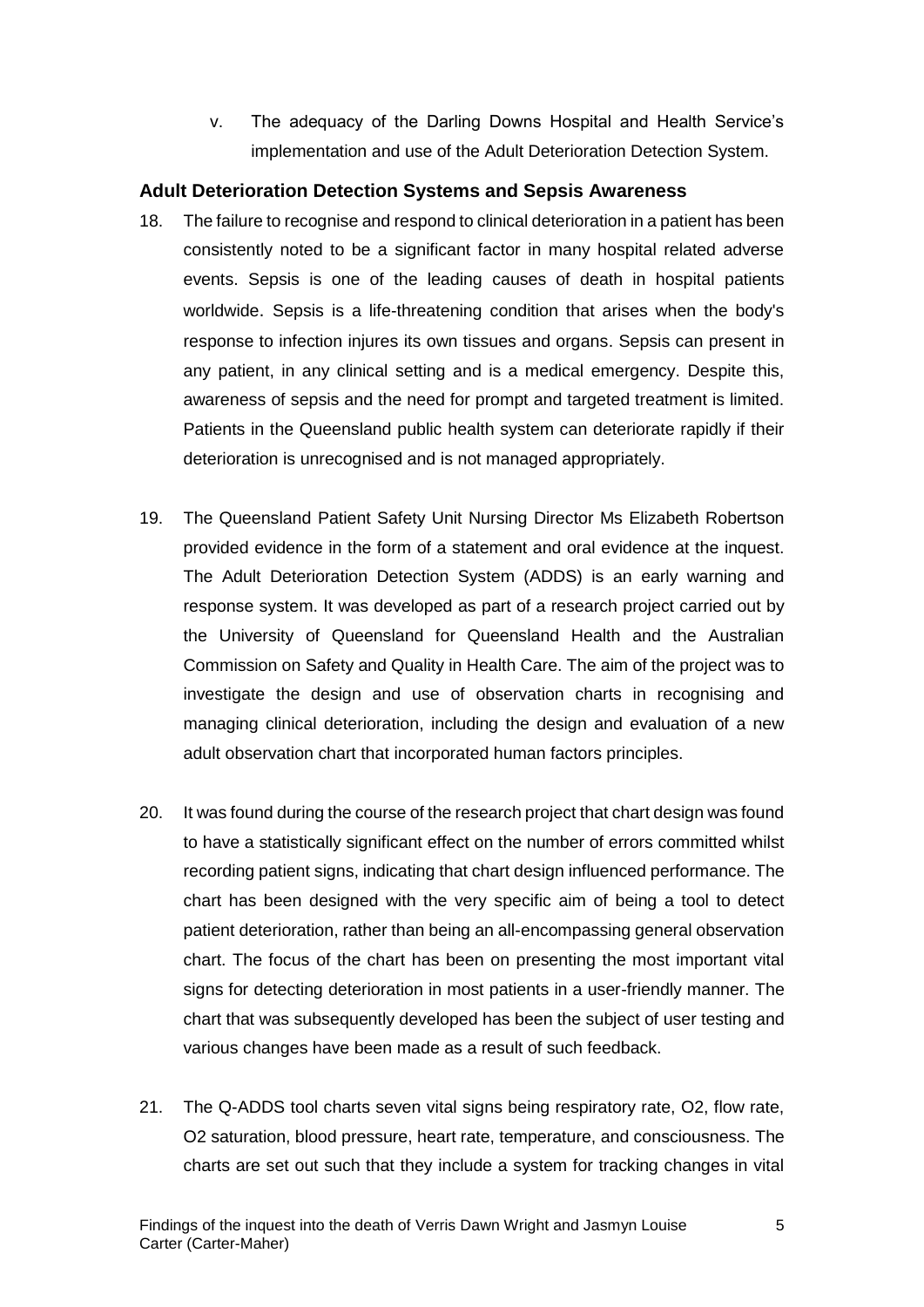v. The adequacy of the Darling Downs Hospital and Health Service's implementation and use of the Adult Deterioration Detection System.

## Adult Deterioration Detection Systems and Sepsis Awareness

18. The failure to recognise and respond to clinical deterioration in a patient has been consistently noted to be a significant factor in many hospital related adverse events. Sepsis is one of the leading causes of death in hospital patients worldwide. Sepsis is a life-threatening condition that arises when the body's response to infection injures its own tissues and organs. Sepsis can present in any patient, in any clinical setting and is a medical emergency. Despite this, awareness of sepsis and the need for prompt and targeted treatment is limited. Patients in the Queensland public health system can deteriorate rapidly if their deterioration is unrecognised and is not managed appropriately.

19. The Queensland Patient Safety Unit Nursing Director Ms Elizabeth Robertson provided evidence in the form of a statement and oral evidence at the inquest. The Adult Deterioration Detection System (ADDS) is an early warning and response system. It was developed as part of a research project carried out by the University of Queensland for Queensland Health and the Australian Commission on Safety and Quality in Health Care. The aim of the project was to investigate the design and use of observation charts in recognising and managing clinical deterioration, including the design and evaluation of a new adult observation chart that incorporated human factors principles.

20. It was found during the course of the research project that chart design was found to have a statistically significant effect on the number of errors committed whilst recording patient signs, indicating that chart design influenced performance. The chart has been designed with the very specific aim of being a tool to detect patient deterioration, rather than being an all-encompassing general observation chart. The focus of the chart has been on presenting the most important vital signs for detecting deterioration in most patients in a user-friendly manner. The chart that was subsequently developed has been the subject of user testing and various changes have been made as a result of such feedback.

21. The Q-ADDS tool charts seven vital signs being respiratory rate, O2, flow rate, O2 saturation, blood pressure, heart rate, temperature, and consciousness. The charts are set out such that they include a system for tracking changes in vital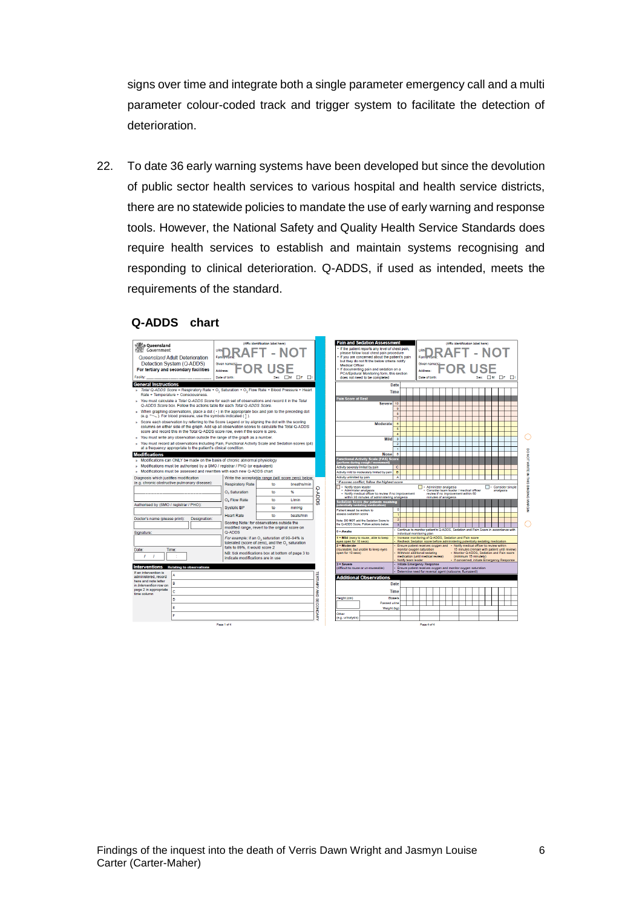signs over time and integrate both a single parameter emergency call and a multi parameter colour-coded track and trigger system to facilitate the detection of deterioration.

22. To date 36 early warning systems have been developed but since the devolution of public sector health services to various hospital and health service districts, there are no statewide policies to mandate the use of early warning and response tools. However, the National Safety and Quality Health Service Standards does require health services to establish and maintain systems recognising and responding to clinical deterioration. Q-ADDS, if used as intended, meets the requirements of the standard.

**Q-ADDS chart**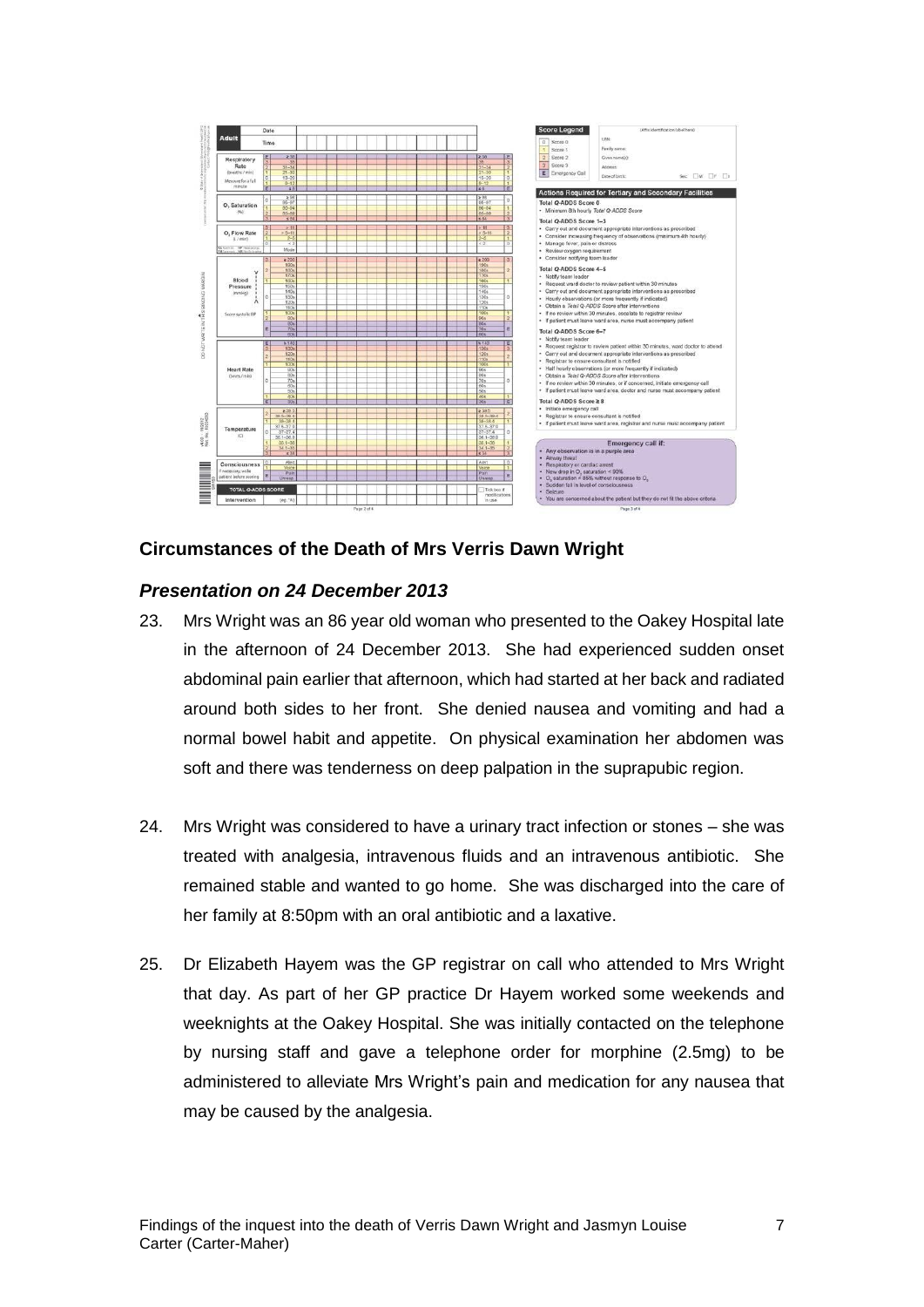## Circumstances of the Death of Mrs Verris Dawn Wright

### *Presentation on 24 December 2013*

23. Mrs Wright was an 86 year old woman who presented to the Oakey Hospital late in the afternoon of 24 December 2013. She had experienced sudden onset abdominal pain earlier that afternoon, which had started at her back and radiated around both sides to her front. She denied nausea and vomiting and had a normal bowel habit and appetite. On physical examination her abdomen was soft and there was tenderness on deep palpation in the suprapubic region.

24. Mrs Wright was considered to have a urinary tract infection or stones – she was treated with analgesia, intravenous fluids and an intravenous antibiotic. She remained stable and wanted to go home. She was discharged into the care of her family at 8:50pm with an oral antibiotic and a laxative.

25. Dr Elizabeth Hayem was the GP registrar on call who attended to Mrs Wright that day. As part of her GP practice Dr Hayem worked some weekends and weeknights at the Oakey Hospital. She was initially contacted on the telephone by nursing staff and gave a telephone order for morphine (2.5mg) to be administered to alleviate Mrs Wright's pain and medication for any nausea that may be caused by the analgesia.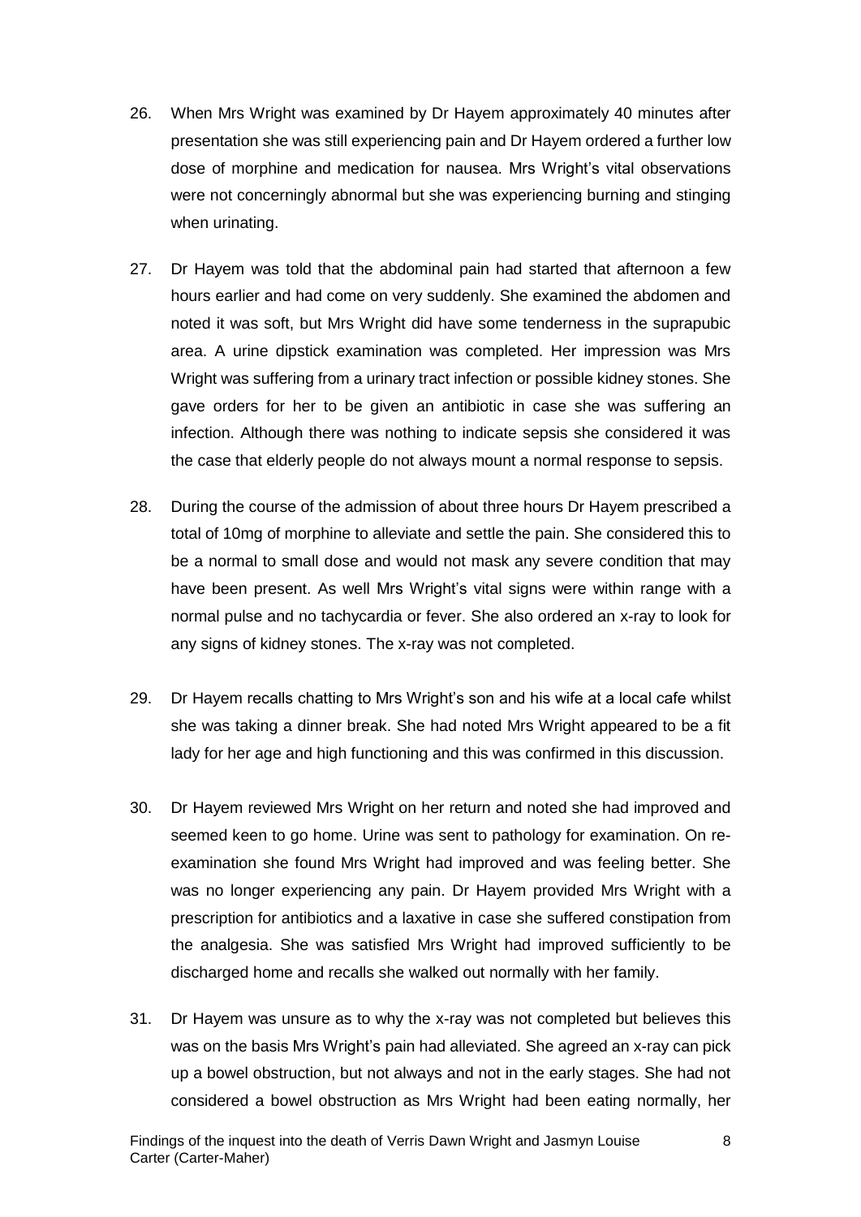26. When Mrs Wright was examined by Dr Hayem approximately 40 minutes after presentation she was still experiencing pain and Dr Hayem ordered a further low dose of morphine and medication for nausea. Mrs Wright's vital observations were not concerningly abnormal but she was experiencing burning and stinging when urinating.

27. Dr Hayem was told that the abdominal pain had started that afternoon a few hours earlier and had come on very suddenly. She examined the abdomen and noted it was soft, but Mrs Wright did have some tenderness in the suprapubic area. A urine dipstick examination was completed. Her impression was Mrs Wright was suffering from a urinary tract infection or possible kidney stones. She gave orders for her to be given an antibiotic in case she was suffering an infection. Although there was nothing to indicate sepsis she considered it was the case that elderly people do not always mount a normal response to sepsis.

28. During the course of the admission of about three hours Dr Hayem prescribed a total of 10mg of morphine to alleviate and settle the pain. She considered this to be a normal to small dose and would not mask any severe condition that may have been present. As well Mrs Wright's vital signs were within range with a normal pulse and no tachycardia or fever. She also ordered an x-ray to look for any signs of kidney stones. The x-ray was not completed.

29. Dr Hayem recalls chatting to Mrs Wright's son and his wife at a local cafe whilst she was taking a dinner break. She had noted Mrs Wright appeared to be a fit lady for her age and high functioning and this was confirmed in this discussion.

30. Dr Hayem reviewed Mrs Wright on her return and noted she had improved and seemed keen to go home. Urine was sent to pathology for examination. On re-examination she found Mrs Wright had improved and was feeling better. She was no longer experiencing any pain. Dr Hayem provided Mrs Wright with a prescription for antibiotics and a laxative in case she suffered constipation from the analgesia. She was satisfied Mrs Wright had improved sufficiently to be discharged home and recalls she walked out normally with her family.

31. Dr Hayem was unsure as to why the x-ray was not completed but believes this was on the basis Mrs Wright's pain had alleviated. She agreed an x-ray can pick up a bowel obstruction, but not always and not in the early stages. She had not considered a bowel obstruction as Mrs Wright had been eating normally, her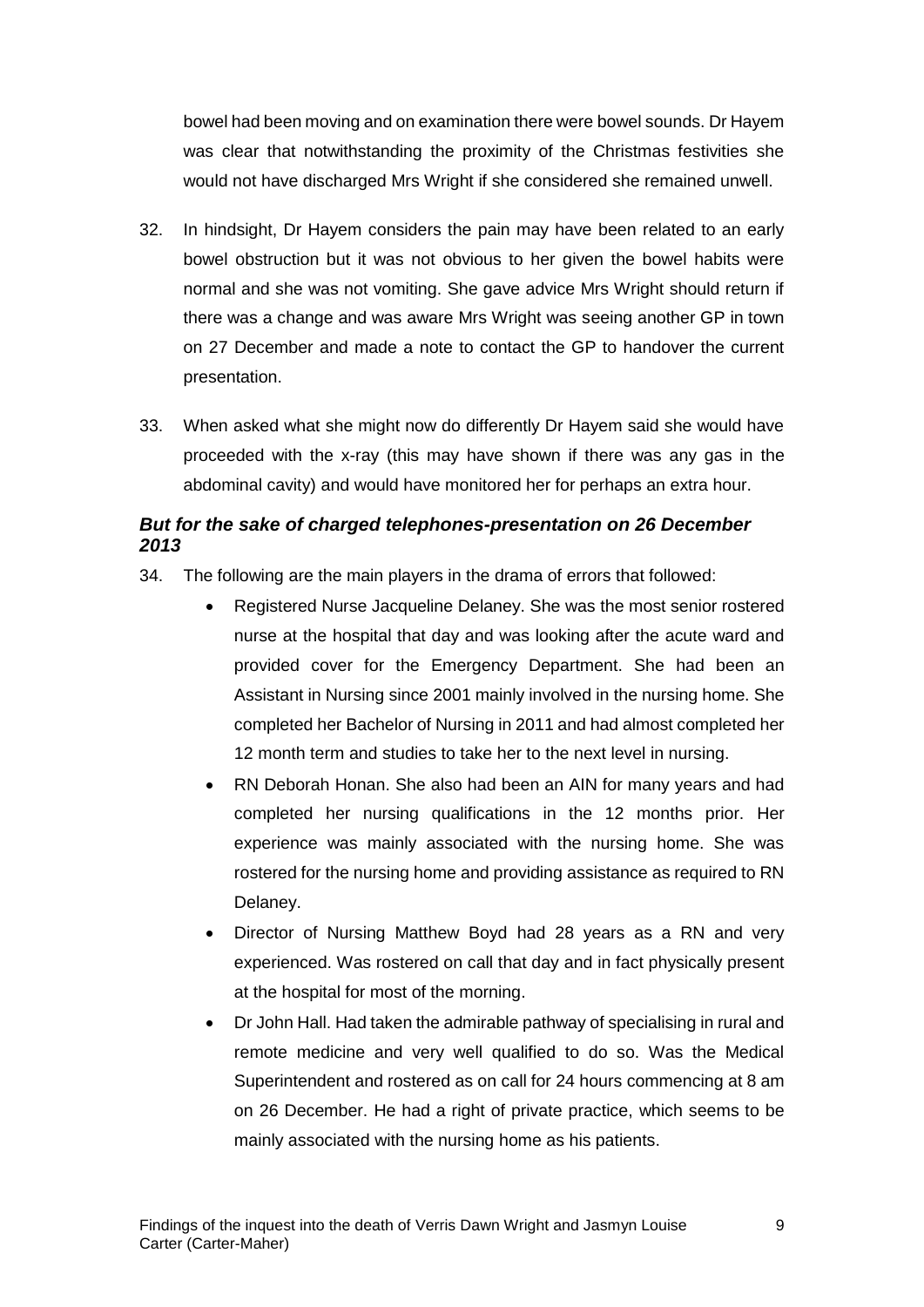bowel had been moving and on examination there were bowel sounds. Dr Hayem was clear that notwithstanding the proximity of the Christmas festivities she would not have discharged Mrs Wright if she considered she remained unwell.

32. In hindsight, Dr Hayem considers the pain may have been related to an early bowel obstruction but it was not obvious to her given the bowel habits were normal and she was not vomiting. She gave advice Mrs Wright should return if there was a change and was aware Mrs Wright was seeing another GP in town on 27 December and made a note to contact the GP to handover the current presentation.

33. When asked what she might now do differently Dr Hayem said she would have proceeded with the x-ray (this may have shown if there was any gas in the abdominal cavity) and would have monitored her for perhaps an extra hour.

### *But for the sake of charged telephones-presentation on 26 December 2013*

34. The following are the main players in the drama of errors that followed:
    - Registered Nurse Jacqueline Delaney. She was the most senior rostered nurse at the hospital that day and was looking after the acute ward and provided cover for the Emergency Department. She had been an Assistant in Nursing since 2001 mainly involved in the nursing home. She completed her Bachelor of Nursing in 2011 and had almost completed her 12 month term and studies to take her to the next level in nursing.
    - RN Deborah Honan. She also had been an AIN for many years and had completed her nursing qualifications in the 12 months prior. Her experience was mainly associated with the nursing home. She was rostered for the nursing home and providing assistance as required to RN Delaney.
    - Director of Nursing Matthew Boyd had 28 years as a RN and very experienced. Was rostered on call that day and in fact physically present at the hospital for most of the morning.
    - Dr John Hall. Had taken the admirable pathway of specialising in rural and remote medicine and very well qualified to do so. Was the Medical Superintendent and rostered as on call for 24 hours commencing at 8 am on 26 December. He had a right of private practice, which seems to be mainly associated with the nursing home as his patients.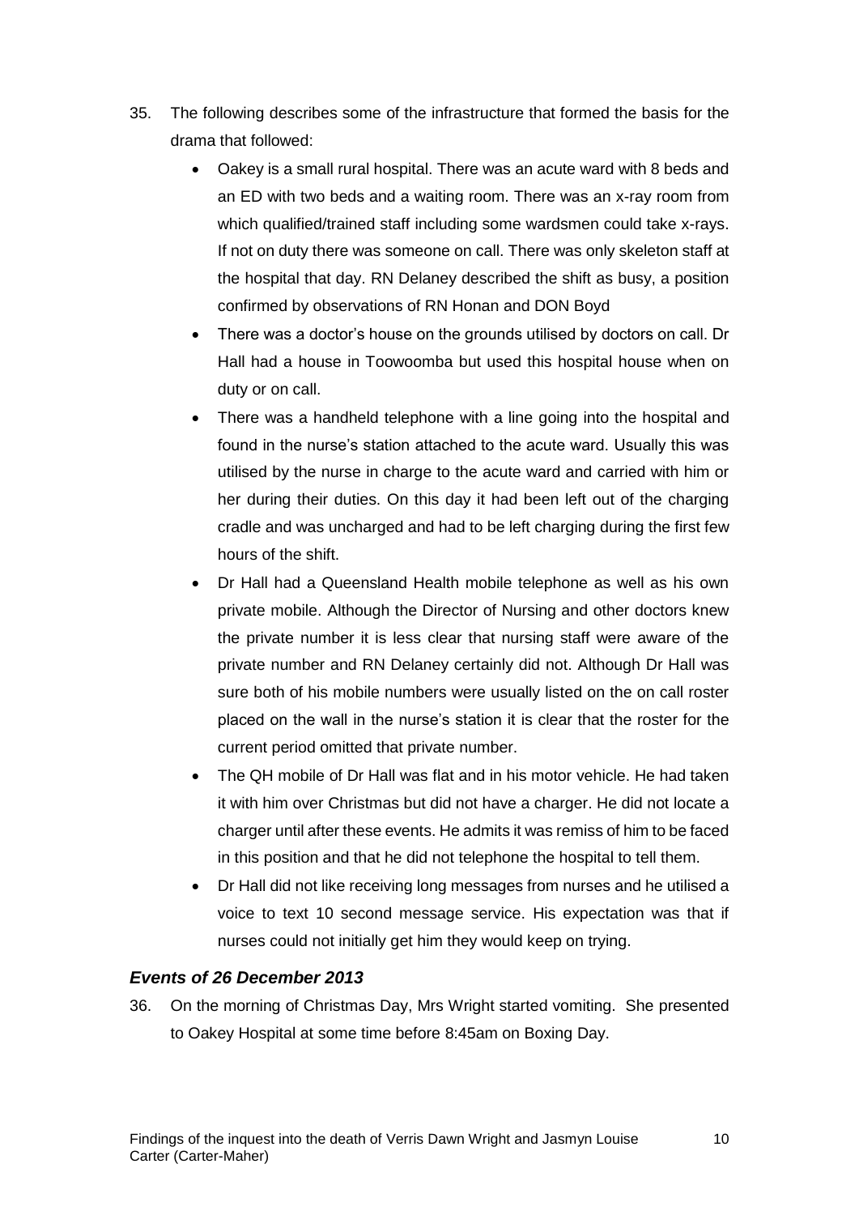35. The following describes some of the infrastructure that formed the basis for the drama that followed:

    - Oakey is a small rural hospital. There was an acute ward with 8 beds and an ED with two beds and a waiting room. There was an x-ray room from which qualified/trained staff including some wardsmen could take x-rays. If not on duty there was someone on call. There was only skeleton staff at the hospital that day. RN Delaney described the shift as busy, a position confirmed by observations of RN Honan and DON Boyd
    - There was a doctor's house on the grounds utilised by doctors on call. Dr Hall had a house in Toowoomba but used this hospital house when on duty or on call.
    - There was a handheld telephone with a line going into the hospital and found in the nurse's station attached to the acute ward. Usually this was utilised by the nurse in charge to the acute ward and carried with him or her during their duties. On this day it had been left out of the charging cradle and was uncharged and had to be left charging during the first few hours of the shift.
    - Dr Hall had a Queensland Health mobile telephone as well as his own private mobile. Although the Director of Nursing and other doctors knew the private number it is less clear that nursing staff were aware of the private number and RN Delaney certainly did not. Although Dr Hall was sure both of his mobile numbers were usually listed on the on call roster placed on the wall in the nurse's station it is clear that the roster for the current period omitted that private number.
    - The QH mobile of Dr Hall was flat and in his motor vehicle. He had taken it with him over Christmas but did not have a charger. He did not locate a charger until after these events. He admits it was remiss of him to be faced in this position and that he did not telephone the hospital to tell them.
    - Dr Hall did not like receiving long messages from nurses and he utilised a voice to text 10 second message service. His expectation was that if nurses could not initially get him they would keep on trying.

### *Events of 26 December 2013*

36. On the morning of Christmas Day, Mrs Wright started vomiting. She presented to Oakey Hospital at some time before 8:45am on Boxing Day.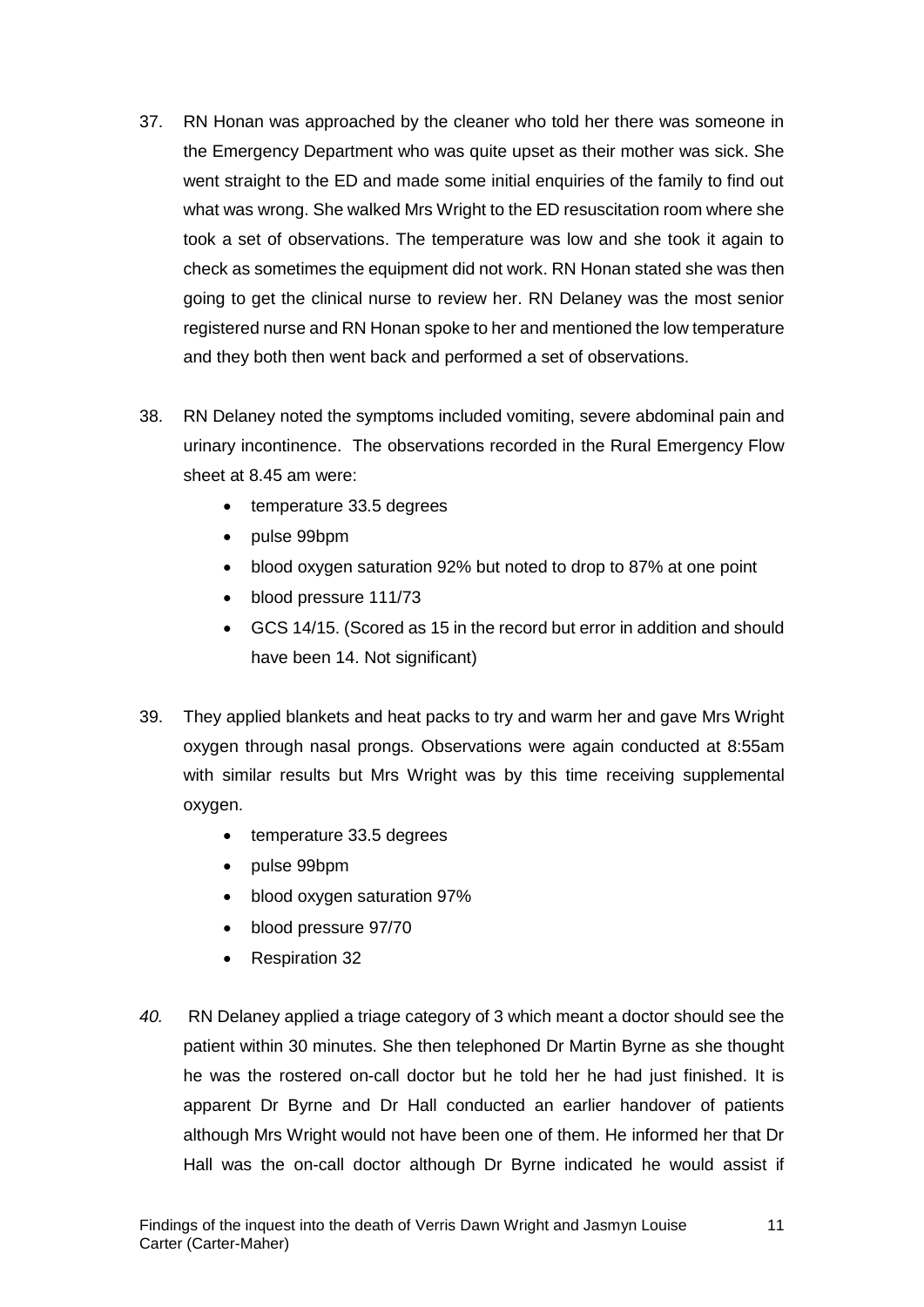37. RN Honan was approached by the cleaner who told her there was someone in the Emergency Department who was quite upset as their mother was sick. She went straight to the ED and made some initial enquiries of the family to find out what was wrong. She walked Mrs Wright to the ED resuscitation room where she took a set of observations. The temperature was low and she took it again to check as sometimes the equipment did not work. RN Honan stated she was then going to get the clinical nurse to review her. RN Delaney was the most senior registered nurse and RN Honan spoke to her and mentioned the low temperature and they both then went back and performed a set of observations.

38. RN Delaney noted the symptoms included vomiting, severe abdominal pain and urinary incontinence. The observations recorded in the Rural Emergency Flow sheet at 8.45 am were:

    - temperature 33.5 degrees
    - pulse 99bpm
    - blood oxygen saturation 92% but noted to drop to 87% at one point
    - blood pressure 111/73
    - GCS 14/15. (Scored as 15 in the record but error in addition and should have been 14. Not significant)

39. They applied blankets and heat packs to try and warm her and gave Mrs Wright oxygen through nasal prongs. Observations were again conducted at 8:55am with similar results but Mrs Wright was by this time receiving supplemental oxygen.

    - temperature 33.5 degrees
    - pulse 99bpm
    - blood oxygen saturation 97%
    - blood pressure 97/70
    - Respiration 32

*40.* RN Delaney applied a triage category of 3 which meant a doctor should see the patient within 30 minutes. She then telephoned Dr Martin Byrne as she thought he was the rostered on-call doctor but he told her he had just finished. It is apparent Dr Byrne and Dr Hall conducted an earlier handover of patients although Mrs Wright would not have been one of them. He informed her that Dr Hall was the on-call doctor although Dr Byrne indicated he would assist if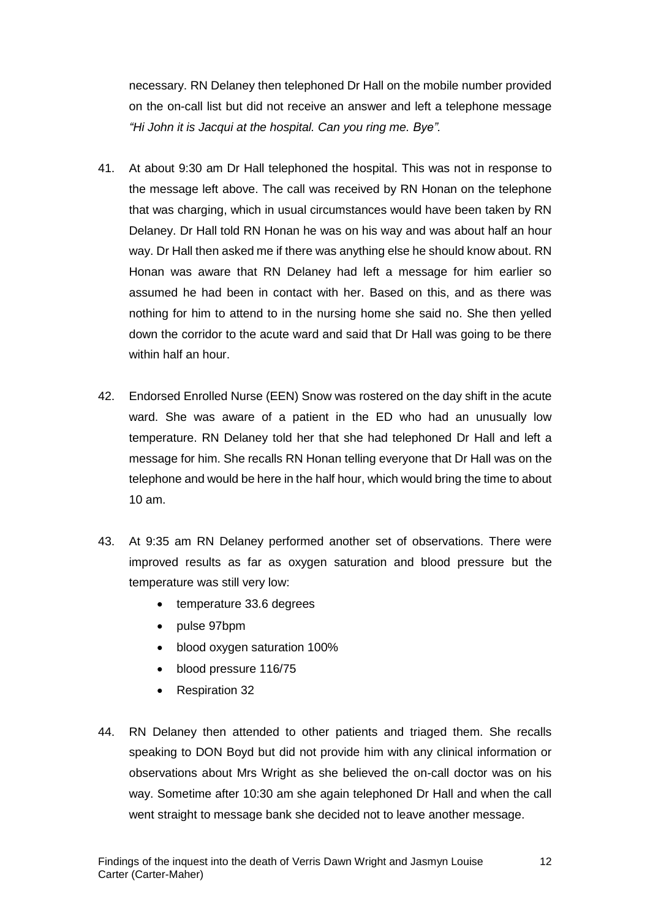necessary. RN Delaney then telephoned Dr Hall on the mobile number provided on the on-call list but did not receive an answer and left a telephone message *"Hi John it is Jacqui at the hospital. Can you ring me. Bye"*.

41. At about 9:30 am Dr Hall telephoned the hospital. This was not in response to the message left above. The call was received by RN Honan on the telephone that was charging, which in usual circumstances would have been taken by RN Delaney. Dr Hall told RN Honan he was on his way and was about half an hour way. Dr Hall then asked me if there was anything else he should know about. RN Honan was aware that RN Delaney had left a message for him earlier so assumed he had been in contact with her. Based on this, and as there was nothing for him to attend to in the nursing home she said no. She then yelled down the corridor to the acute ward and said that Dr Hall was going to be there within half an hour.

42. Endorsed Enrolled Nurse (EEN) Snow was rostered on the day shift in the acute ward. She was aware of a patient in the ED who had an unusually low temperature. RN Delaney told her that she had telephoned Dr Hall and left a message for him. She recalls RN Honan telling everyone that Dr Hall was on the telephone and would be here in the half hour, which would bring the time to about 10 am.

43. At 9:35 am RN Delaney performed another set of observations. There were improved results as far as oxygen saturation and blood pressure but the temperature was still very low:
    - temperature 33.6 degrees
    - pulse 97bpm
    - blood oxygen saturation 100%
    - blood pressure 116/75
    - Respiration 32

44. RN Delaney then attended to other patients and triaged them. She recalls speaking to DON Boyd but did not provide him with any clinical information or observations about Mrs Wright as she believed the on-call doctor was on his way. Sometime after 10:30 am she again telephoned Dr Hall and when the call went straight to message bank she decided not to leave another message.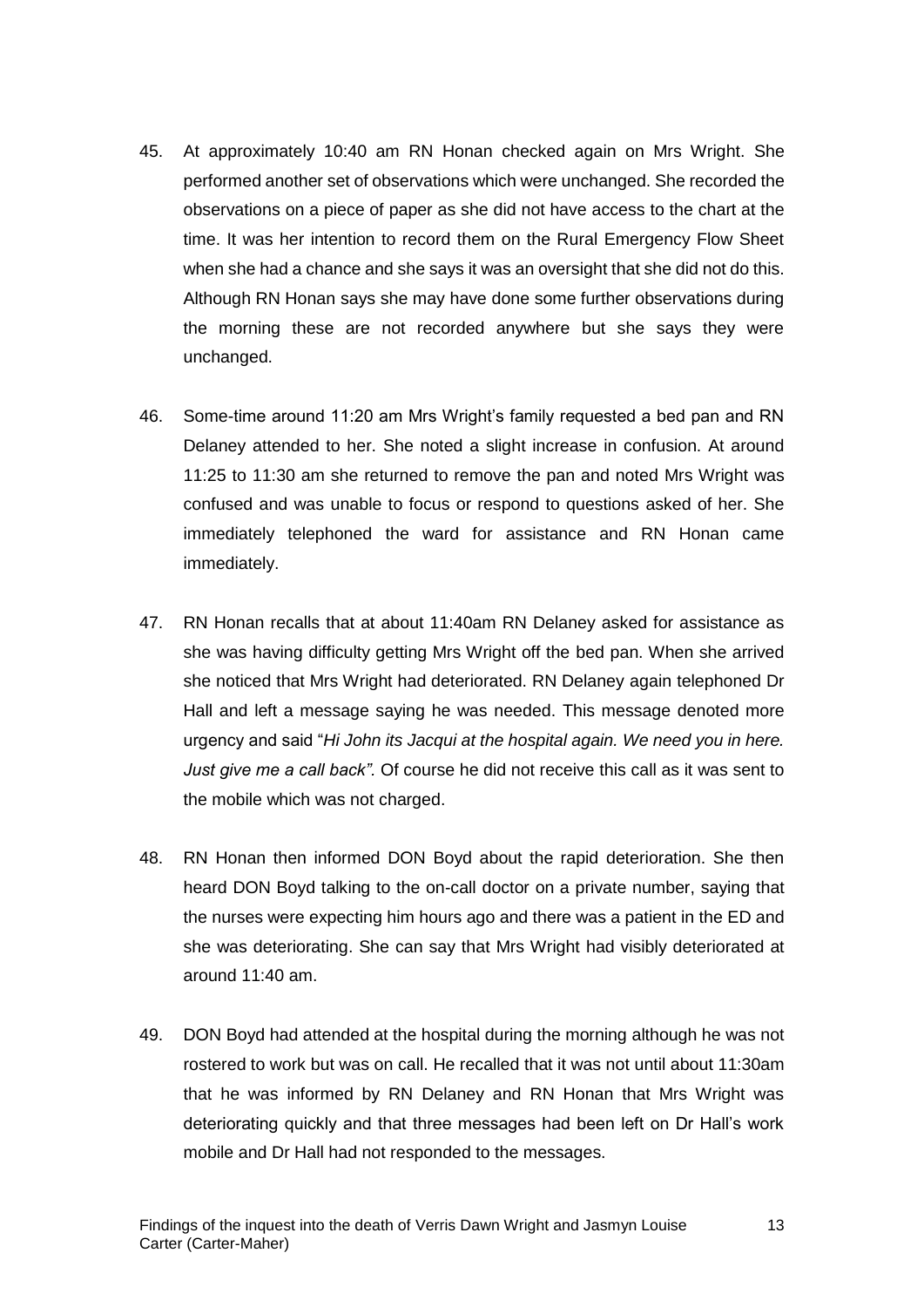45. At approximately 10:40 am RN Honan checked again on Mrs Wright. She performed another set of observations which were unchanged. She recorded the observations on a piece of paper as she did not have access to the chart at the time. It was her intention to record them on the Rural Emergency Flow Sheet when she had a chance and she says it was an oversight that she did not do this. Although RN Honan says she may have done some further observations during the morning these are not recorded anywhere but she says they were unchanged.

46. Some-time around 11:20 am Mrs Wright's family requested a bed pan and RN Delaney attended to her. She noted a slight increase in confusion. At around 11:25 to 11:30 am she returned to remove the pan and noted Mrs Wright was confused and was unable to focus or respond to questions asked of her. She immediately telephoned the ward for assistance and RN Honan came immediately.

47. RN Honan recalls that at about 11:40am RN Delaney asked for assistance as she was having difficulty getting Mrs Wright off the bed pan. When she arrived she noticed that Mrs Wright had deteriorated. RN Delaney again telephoned Dr Hall and left a message saying he was needed. This message denoted more urgency and said "*Hi John its Jacqui at the hospital again. We need you in here. Just give me a call back".* Of course he did not receive this call as it was sent to the mobile which was not charged.

48. RN Honan then informed DON Boyd about the rapid deterioration. She then heard DON Boyd talking to the on-call doctor on a private number, saying that the nurses were expecting him hours ago and there was a patient in the ED and she was deteriorating. She can say that Mrs Wright had visibly deteriorated at around 11:40 am.

49. DON Boyd had attended at the hospital during the morning although he was not rostered to work but was on call. He recalled that it was not until about 11:30am that he was informed by RN Delaney and RN Honan that Mrs Wright was deteriorating quickly and that three messages had been left on Dr Hall's work mobile and Dr Hall had not responded to the messages.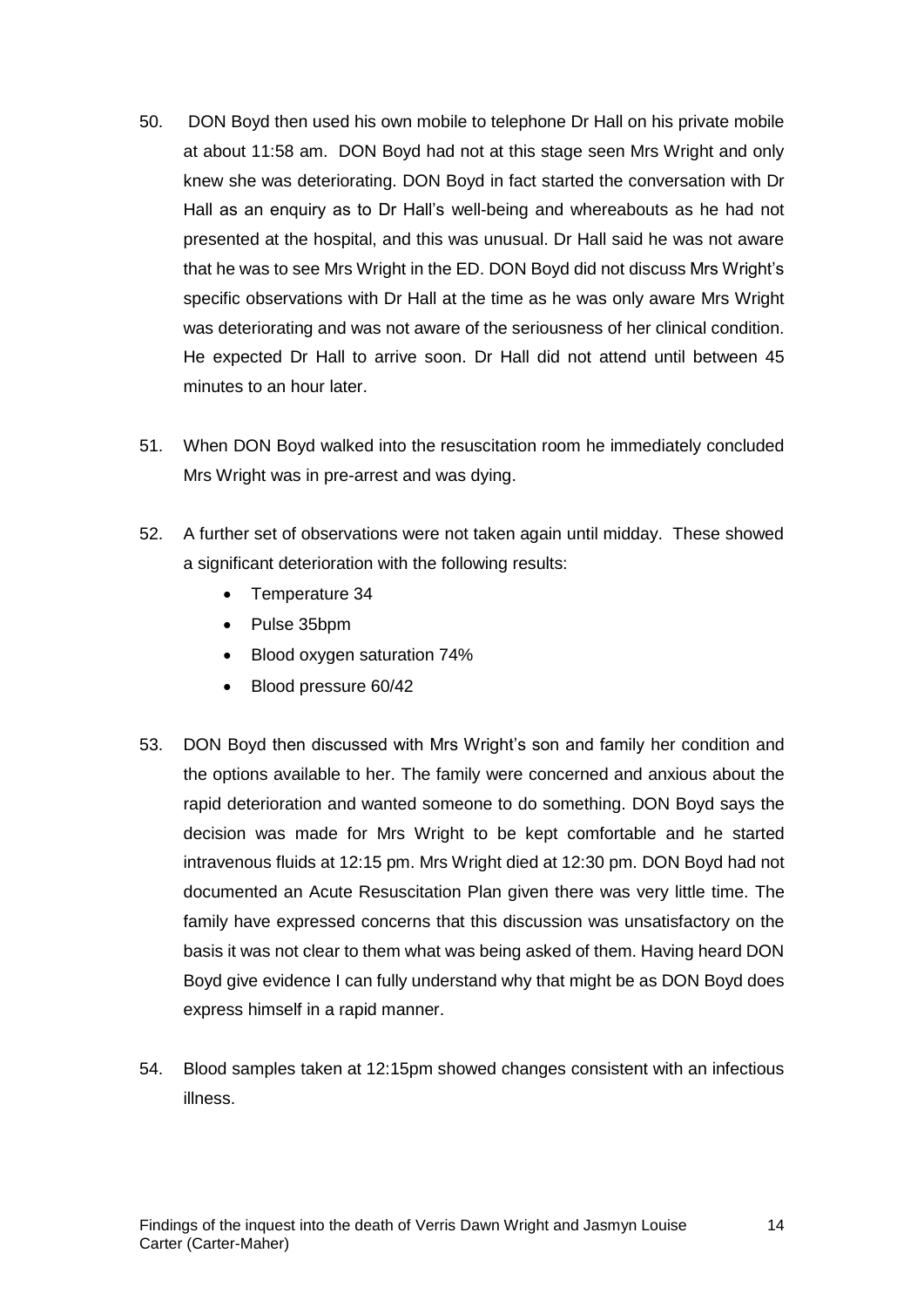50. DON Boyd then used his own mobile to telephone Dr Hall on his private mobile at about 11:58 am. DON Boyd had not at this stage seen Mrs Wright and only knew she was deteriorating. DON Boyd in fact started the conversation with Dr Hall as an enquiry as to Dr Hall's well-being and whereabouts as he had not presented at the hospital, and this was unusual. Dr Hall said he was not aware that he was to see Mrs Wright in the ED. DON Boyd did not discuss Mrs Wright's specific observations with Dr Hall at the time as he was only aware Mrs Wright was deteriorating and was not aware of the seriousness of her clinical condition. He expected Dr Hall to arrive soon. Dr Hall did not attend until between 45 minutes to an hour later.

51. When DON Boyd walked into the resuscitation room he immediately concluded Mrs Wright was in pre-arrest and was dying.

52. A further set of observations were not taken again until midday. These showed a significant deterioration with the following results:
    - Temperature 34
    - Pulse 35bpm
    - Blood oxygen saturation 74%
    - Blood pressure 60/42

53. DON Boyd then discussed with Mrs Wright's son and family her condition and the options available to her. The family were concerned and anxious about the rapid deterioration and wanted someone to do something. DON Boyd says the decision was made for Mrs Wright to be kept comfortable and he started intravenous fluids at 12:15 pm. Mrs Wright died at 12:30 pm. DON Boyd had not documented an Acute Resuscitation Plan given there was very little time. The family have expressed concerns that this discussion was unsatisfactory on the basis it was not clear to them what was being asked of them. Having heard DON Boyd give evidence I can fully understand why that might be as DON Boyd does express himself in a rapid manner.

54. Blood samples taken at 12:15pm showed changes consistent with an infectious illness.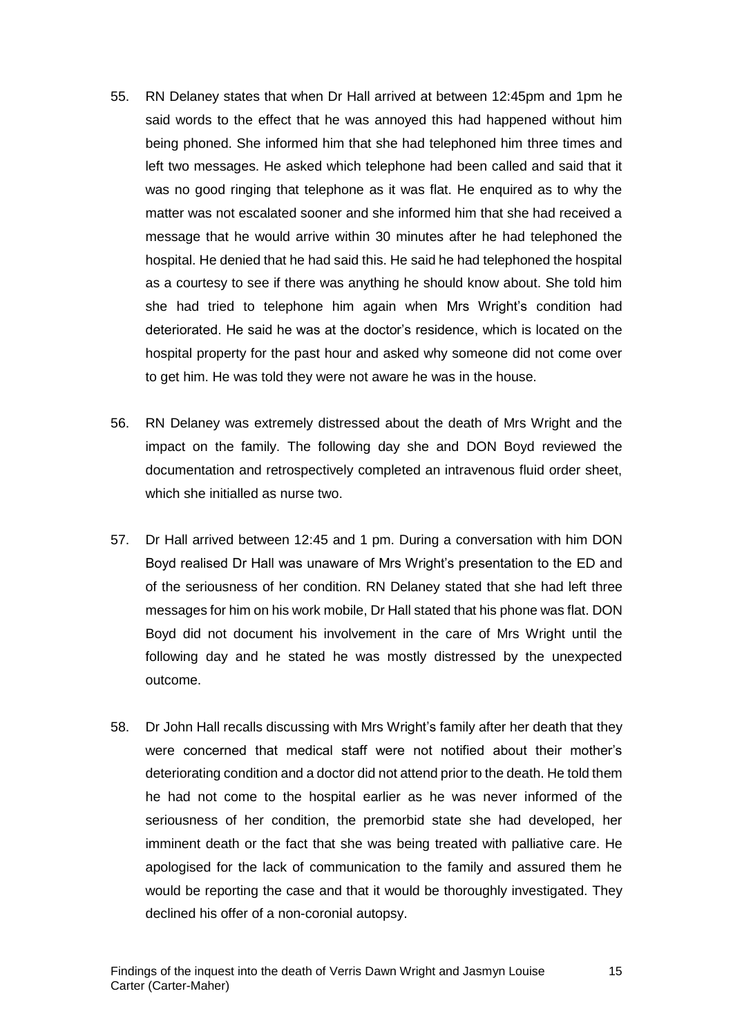55. RN Delaney states that when Dr Hall arrived at between 12:45pm and 1pm he said words to the effect that he was annoyed this had happened without him being phoned. She informed him that she had telephoned him three times and left two messages. He asked which telephone had been called and said that it was no good ringing that telephone as it was flat. He enquired as to why the matter was not escalated sooner and she informed him that she had received a message that he would arrive within 30 minutes after he had telephoned the hospital. He denied that he had said this. He said he had telephoned the hospital as a courtesy to see if there was anything he should know about. She told him she had tried to telephone him again when Mrs Wright's condition had deteriorated. He said he was at the doctor's residence, which is located on the hospital property for the past hour and asked why someone did not come over to get him. He was told they were not aware he was in the house.

56. RN Delaney was extremely distressed about the death of Mrs Wright and the impact on the family. The following day she and DON Boyd reviewed the documentation and retrospectively completed an intravenous fluid order sheet, which she initialled as nurse two.

57. Dr Hall arrived between 12:45 and 1 pm. During a conversation with him DON Boyd realised Dr Hall was unaware of Mrs Wright's presentation to the ED and of the seriousness of her condition. RN Delaney stated that she had left three messages for him on his work mobile, Dr Hall stated that his phone was flat. DON Boyd did not document his involvement in the care of Mrs Wright until the following day and he stated he was mostly distressed by the unexpected outcome.

58. Dr John Hall recalls discussing with Mrs Wright's family after her death that they were concerned that medical staff were not notified about their mother's deteriorating condition and a doctor did not attend prior to the death. He told them he had not come to the hospital earlier as he was never informed of the seriousness of her condition, the premorbid state she had developed, her imminent death or the fact that she was being treated with palliative care. He apologised for the lack of communication to the family and assured them he would be reporting the case and that it would be thoroughly investigated. They declined his offer of a non-coronial autopsy.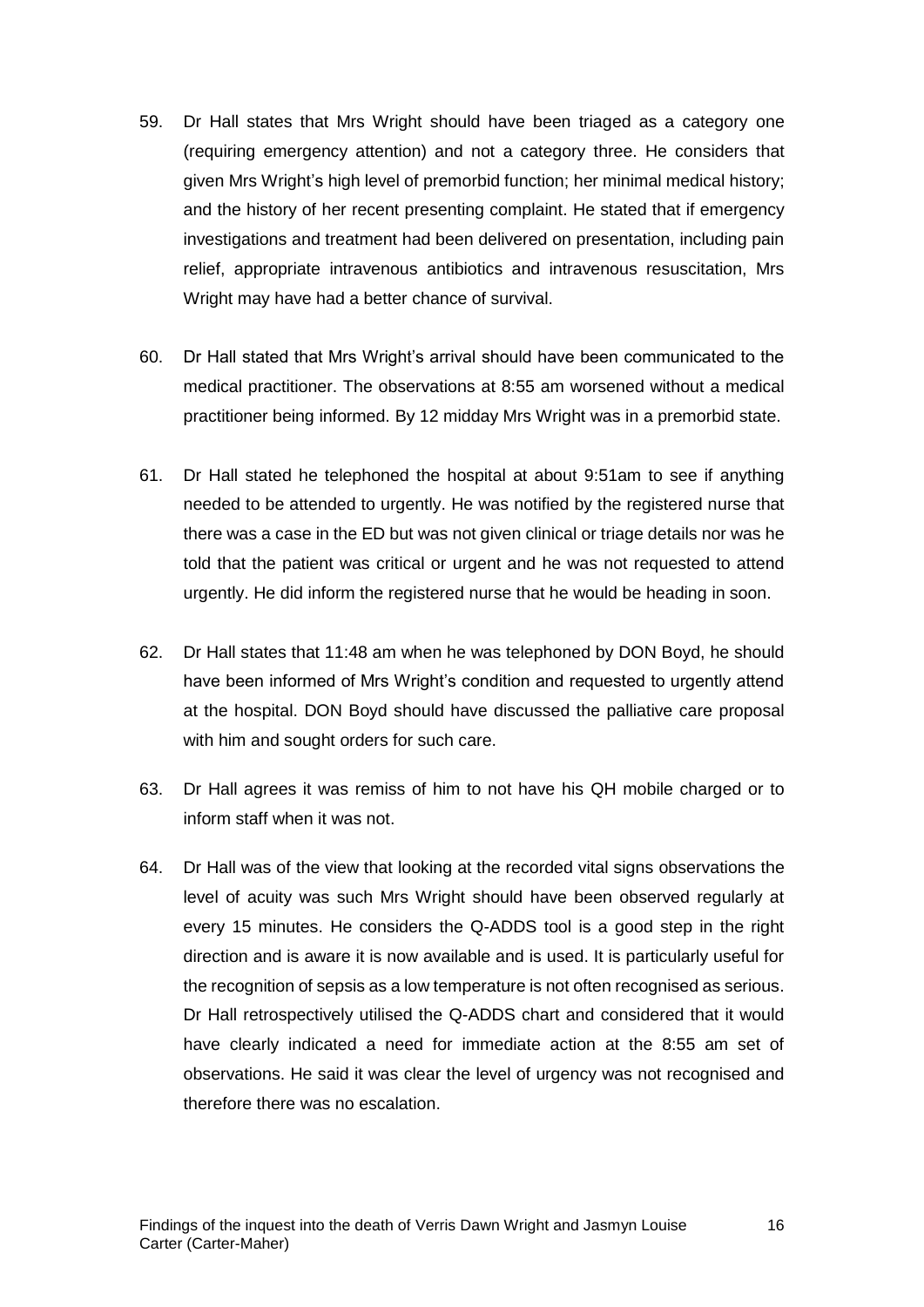59. Dr Hall states that Mrs Wright should have been triaged as a category one (requiring emergency attention) and not a category three. He considers that given Mrs Wright's high level of premorbid function; her minimal medical history; and the history of her recent presenting complaint. He stated that if emergency investigations and treatment had been delivered on presentation, including pain relief, appropriate intravenous antibiotics and intravenous resuscitation, Mrs Wright may have had a better chance of survival.

60. Dr Hall stated that Mrs Wright's arrival should have been communicated to the medical practitioner. The observations at 8:55 am worsened without a medical practitioner being informed. By 12 midday Mrs Wright was in a premorbid state.

61. Dr Hall stated he telephoned the hospital at about 9:51am to see if anything needed to be attended to urgently. He was notified by the registered nurse that there was a case in the ED but was not given clinical or triage details nor was he told that the patient was critical or urgent and he was not requested to attend urgently. He did inform the registered nurse that he would be heading in soon.

62. Dr Hall states that 11:48 am when he was telephoned by DON Boyd, he should have been informed of Mrs Wright's condition and requested to urgently attend at the hospital. DON Boyd should have discussed the palliative care proposal with him and sought orders for such care.

63. Dr Hall agrees it was remiss of him to not have his QH mobile charged or to inform staff when it was not.

64. Dr Hall was of the view that looking at the recorded vital signs observations the level of acuity was such Mrs Wright should have been observed regularly at every 15 minutes. He considers the Q-ADDS tool is a good step in the right direction and is aware it is now available and is used. It is particularly useful for the recognition of sepsis as a low temperature is not often recognised as serious. Dr Hall retrospectively utilised the Q-ADDS chart and considered that it would have clearly indicated a need for immediate action at the 8:55 am set of observations. He said it was clear the level of urgency was not recognised and therefore there was no escalation.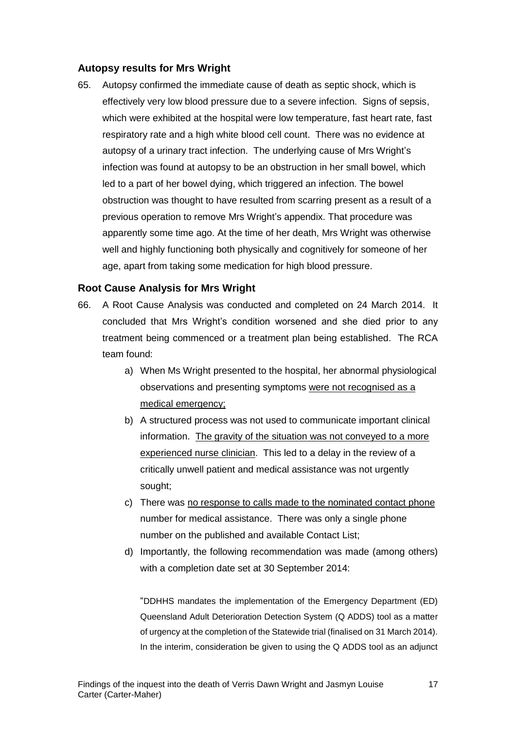## Autopsy results for Mrs Wright

65. Autopsy confirmed the immediate cause of death as septic shock, which is effectively very low blood pressure due to a severe infection. Signs of sepsis, which were exhibited at the hospital were low temperature, fast heart rate, fast respiratory rate and a high white blood cell count. There was no evidence at autopsy of a urinary tract infection. The underlying cause of Mrs Wright's infection was found at autopsy to be an obstruction in her small bowel, which led to a part of her bowel dying, which triggered an infection. The bowel obstruction was thought to have resulted from scarring present as a result of a previous operation to remove Mrs Wright's appendix. That procedure was apparently some time ago. At the time of her death, Mrs Wright was otherwise well and highly functioning both physically and cognitively for someone of her age, apart from taking some medication for high blood pressure.

## Root Cause Analysis for Mrs Wright

66. A Root Cause Analysis was conducted and completed on 24 March 2014. It concluded that Mrs Wright's condition worsened and she died prior to any treatment being commenced or a treatment plan being established. The RCA team found:

    a) When Ms Wright presented to the hospital, her abnormal physiological observations and presenting symptoms <u>were not recognised as a medical emergency;</u>

    b) A structured process was not used to communicate important clinical information. <u>The gravity of the situation was not conveyed to a more experienced nurse clinician</u>. This led to a delay in the review of a critically unwell patient and medical assistance was not urgently sought;

    c) There was <u>no response to calls made to the nominated contact phone</u> number for medical assistance. There was only a single phone number on the published and available Contact List;

    d) Importantly, the following recommendation was made (among others) with a completion date set at 30 September 2014:

    "DDHHS mandates the implementation of the Emergency Department (ED) Queensland Adult Deterioration Detection System (Q ADDS) tool as a matter of urgency at the completion of the Statewide trial (finalised on 31 March 2014). In the interim, consideration be given to using the Q ADDS tool as an adjunct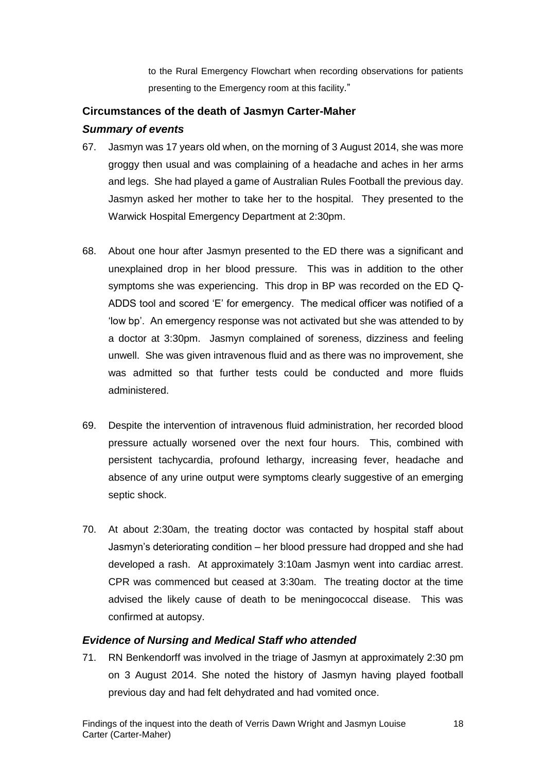to the Rural Emergency Flowchart when recording observations for patients presenting to the Emergency room at this facility."

## Circumstances of the death of Jasmyn Carter-Maher

### *Summary of events*

67. Jasmyn was 17 years old when, on the morning of 3 August 2014, she was more groggy then usual and was complaining of a headache and aches in her arms and legs. She had played a game of Australian Rules Football the previous day. Jasmyn asked her mother to take her to the hospital. They presented to the Warwick Hospital Emergency Department at 2:30pm.

68. About one hour after Jasmyn presented to the ED there was a significant and unexplained drop in her blood pressure. This was in addition to the other symptoms she was experiencing. This drop in BP was recorded on the ED Q-ADDS tool and scored 'E' for emergency. The medical officer was notified of a 'low bp'. An emergency response was not activated but she was attended to by a doctor at 3:30pm. Jasmyn complained of soreness, dizziness and feeling unwell. She was given intravenous fluid and as there was no improvement, she was admitted so that further tests could be conducted and more fluids administered.

69. Despite the intervention of intravenous fluid administration, her recorded blood pressure actually worsened over the next four hours. This, combined with persistent tachycardia, profound lethargy, increasing fever, headache and absence of any urine output were symptoms clearly suggestive of an emerging septic shock.

70. At about 2:30am, the treating doctor was contacted by hospital staff about Jasmyn's deteriorating condition – her blood pressure had dropped and she had developed a rash. At approximately 3:10am Jasmyn went into cardiac arrest. CPR was commenced but ceased at 3:30am. The treating doctor at the time advised the likely cause of death to be meningococcal disease. This was confirmed at autopsy.

### *Evidence of Nursing and Medical Staff who attended*

71. RN Benkendorff was involved in the triage of Jasmyn at approximately 2:30 pm on 3 August 2014. She noted the history of Jasmyn having played football previous day and had felt dehydrated and had vomited once.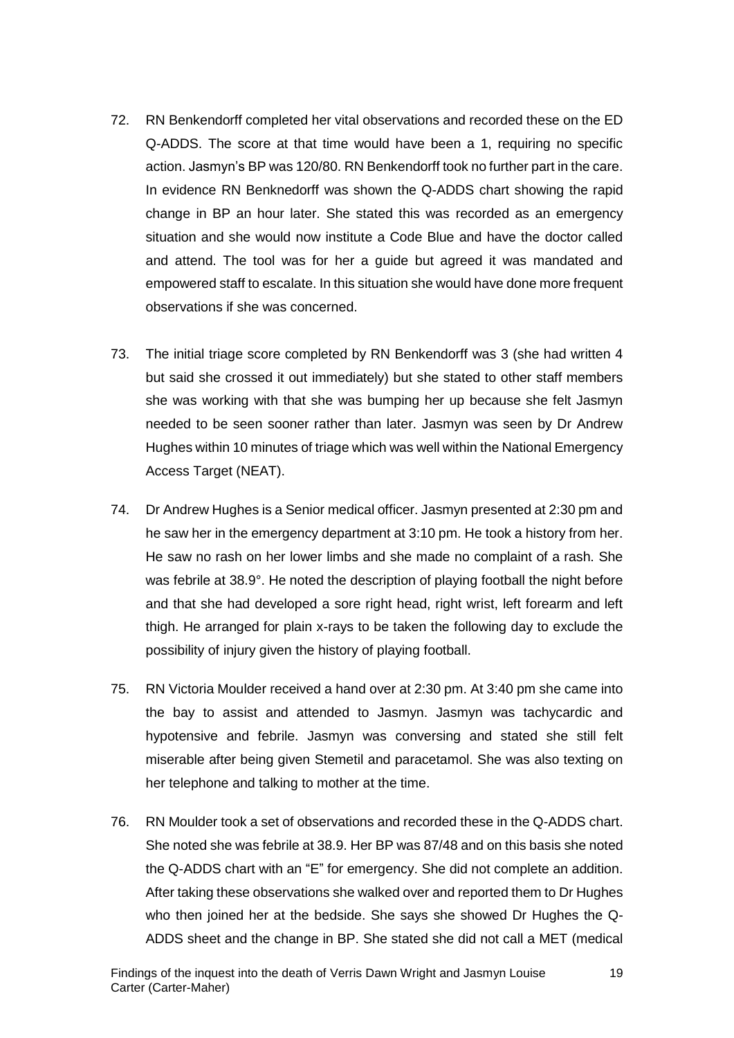72. RN Benkendorff completed her vital observations and recorded these on the ED Q-ADDS. The score at that time would have been a 1, requiring no specific action. Jasmyn's BP was 120/80. RN Benkendorff took no further part in the care. In evidence RN Benknedorff was shown the Q-ADDS chart showing the rapid change in BP an hour later. She stated this was recorded as an emergency situation and she would now institute a Code Blue and have the doctor called and attend. The tool was for her a guide but agreed it was mandated and empowered staff to escalate. In this situation she would have done more frequent observations if she was concerned.

73. The initial triage score completed by RN Benkendorff was 3 (she had written 4 but said she crossed it out immediately) but she stated to other staff members she was working with that she was bumping her up because she felt Jasmyn needed to be seen sooner rather than later. Jasmyn was seen by Dr Andrew Hughes within 10 minutes of triage which was well within the National Emergency Access Target (NEAT).

74. Dr Andrew Hughes is a Senior medical officer. Jasmyn presented at 2:30 pm and he saw her in the emergency department at 3:10 pm. He took a history from her. He saw no rash on her lower limbs and she made no complaint of a rash. She was febrile at 38.9°. He noted the description of playing football the night before and that she had developed a sore right head, right wrist, left forearm and left thigh. He arranged for plain x-rays to be taken the following day to exclude the possibility of injury given the history of playing football.

75. RN Victoria Moulder received a hand over at 2:30 pm. At 3:40 pm she came into the bay to assist and attended to Jasmyn. Jasmyn was tachycardic and hypotensive and febrile. Jasmyn was conversing and stated she still felt miserable after being given Stemetil and paracetamol. She was also texting on her telephone and talking to mother at the time.

76. RN Moulder took a set of observations and recorded these in the Q-ADDS chart. She noted she was febrile at 38.9. Her BP was 87/48 and on this basis she noted the Q-ADDS chart with an "E" for emergency. She did not complete an addition. After taking these observations she walked over and reported them to Dr Hughes who then joined her at the bedside. She says she showed Dr Hughes the Q-ADDS sheet and the change in BP. She stated she did not call a MET (medical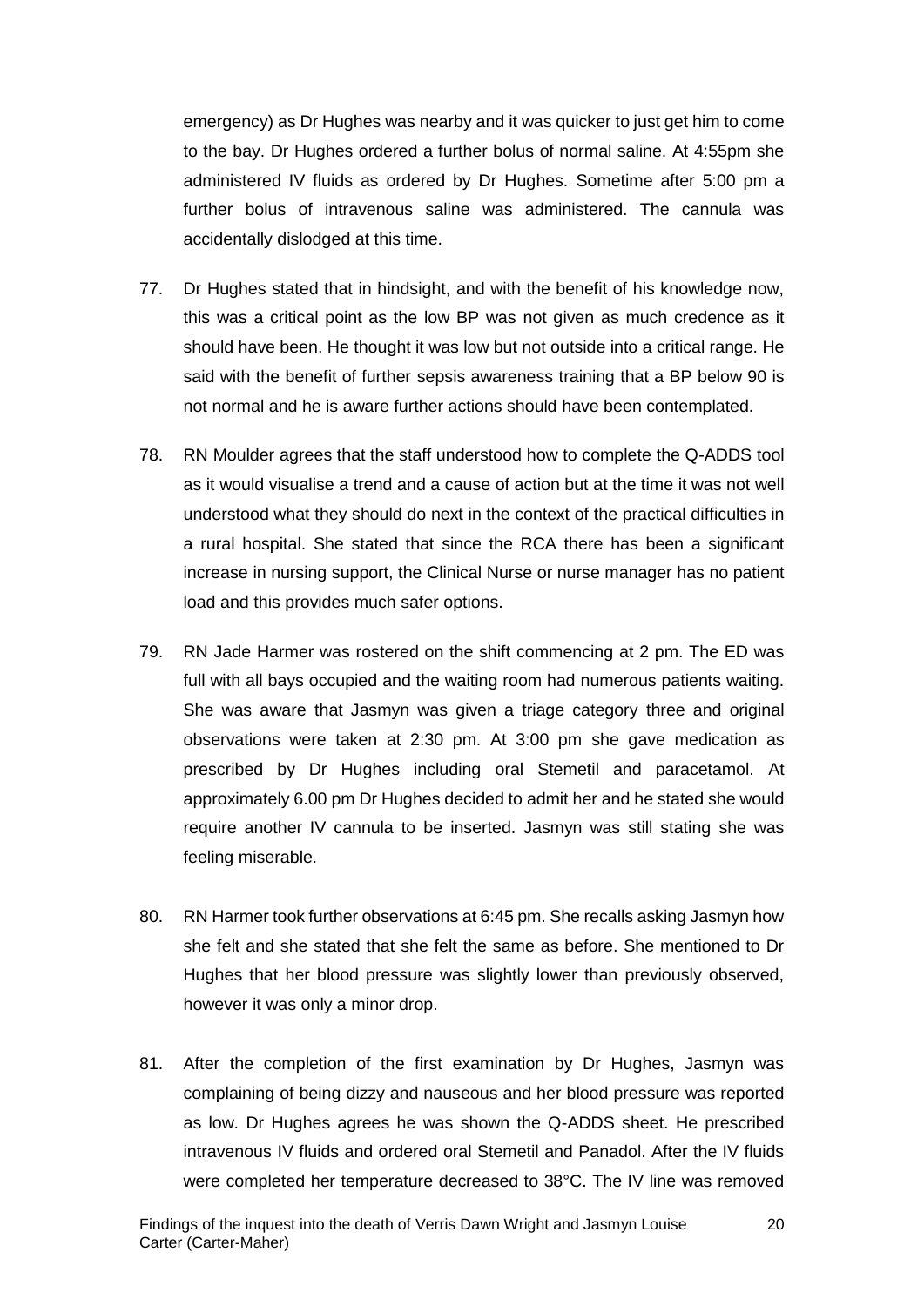emergency) as Dr Hughes was nearby and it was quicker to just get him to come to the bay. Dr Hughes ordered a further bolus of normal saline. At 4:55pm she administered IV fluids as ordered by Dr Hughes. Sometime after 5:00 pm a further bolus of intravenous saline was administered. The cannula was accidentally dislodged at this time.

77. Dr Hughes stated that in hindsight, and with the benefit of his knowledge now, this was a critical point as the low BP was not given as much credence as it should have been. He thought it was low but not outside into a critical range. He said with the benefit of further sepsis awareness training that a BP below 90 is not normal and he is aware further actions should have been contemplated.

78. RN Moulder agrees that the staff understood how to complete the Q-ADDS tool as it would visualise a trend and a cause of action but at the time it was not well understood what they should do next in the context of the practical difficulties in a rural hospital. She stated that since the RCA there has been a significant increase in nursing support, the Clinical Nurse or nurse manager has no patient load and this provides much safer options.

79. RN Jade Harmer was rostered on the shift commencing at 2 pm. The ED was full with all bays occupied and the waiting room had numerous patients waiting. She was aware that Jasmyn was given a triage category three and original observations were taken at 2:30 pm. At 3:00 pm she gave medication as prescribed by Dr Hughes including oral Stemetil and paracetamol. At approximately 6.00 pm Dr Hughes decided to admit her and he stated she would require another IV cannula to be inserted. Jasmyn was still stating she was feeling miserable.

80. RN Harmer took further observations at 6:45 pm. She recalls asking Jasmyn how she felt and she stated that she felt the same as before. She mentioned to Dr Hughes that her blood pressure was slightly lower than previously observed, however it was only a minor drop.

81. After the completion of the first examination by Dr Hughes, Jasmyn was complaining of being dizzy and nauseous and her blood pressure was reported as low. Dr Hughes agrees he was shown the Q-ADDS sheet. He prescribed intravenous IV fluids and ordered oral Stemetil and Panadol. After the IV fluids were completed her temperature decreased to 38°C. The IV line was removed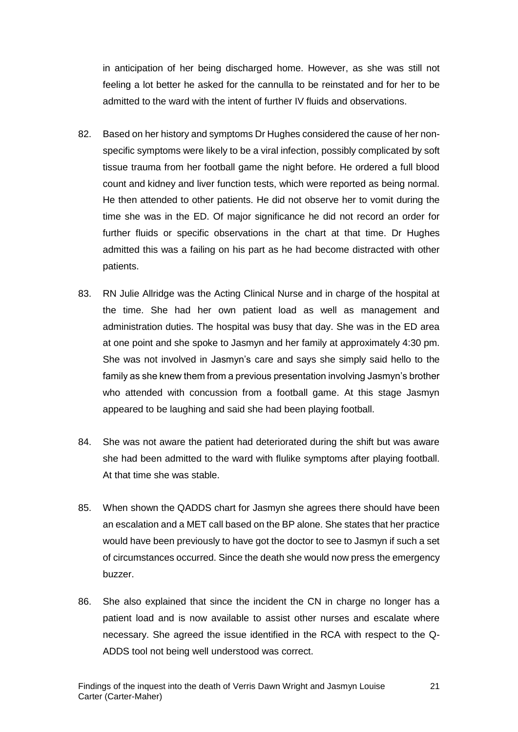in anticipation of her being discharged home. However, as she was still not feeling a lot better he asked for the cannulla to be reinstated and for her to be admitted to the ward with the intent of further IV fluids and observations.

82. Based on her history and symptoms Dr Hughes considered the cause of her non-specific symptoms were likely to be a viral infection, possibly complicated by soft tissue trauma from her football game the night before. He ordered a full blood count and kidney and liver function tests, which were reported as being normal. He then attended to other patients. He did not observe her to vomit during the time she was in the ED. Of major significance he did not record an order for further fluids or specific observations in the chart at that time. Dr Hughes admitted this was a failing on his part as he had become distracted with other patients.

83. RN Julie Allridge was the Acting Clinical Nurse and in charge of the hospital at the time. She had her own patient load as well as management and administration duties. The hospital was busy that day. She was in the ED area at one point and she spoke to Jasmyn and her family at approximately 4:30 pm. She was not involved in Jasmyn's care and says she simply said hello to the family as she knew them from a previous presentation involving Jasmyn's brother who attended with concussion from a football game. At this stage Jasmyn appeared to be laughing and said she had been playing football.

84. She was not aware the patient had deteriorated during the shift but was aware she had been admitted to the ward with flulike symptoms after playing football. At that time she was stable.

85. When shown the QADDS chart for Jasmyn she agrees there should have been an escalation and a MET call based on the BP alone. She states that her practice would have been previously to have got the doctor to see to Jasmyn if such a set of circumstances occurred. Since the death she would now press the emergency buzzer.

86. She also explained that since the incident the CN in charge no longer has a patient load and is now available to assist other nurses and escalate where necessary. She agreed the issue identified in the RCA with respect to the Q-ADDS tool not being well understood was correct.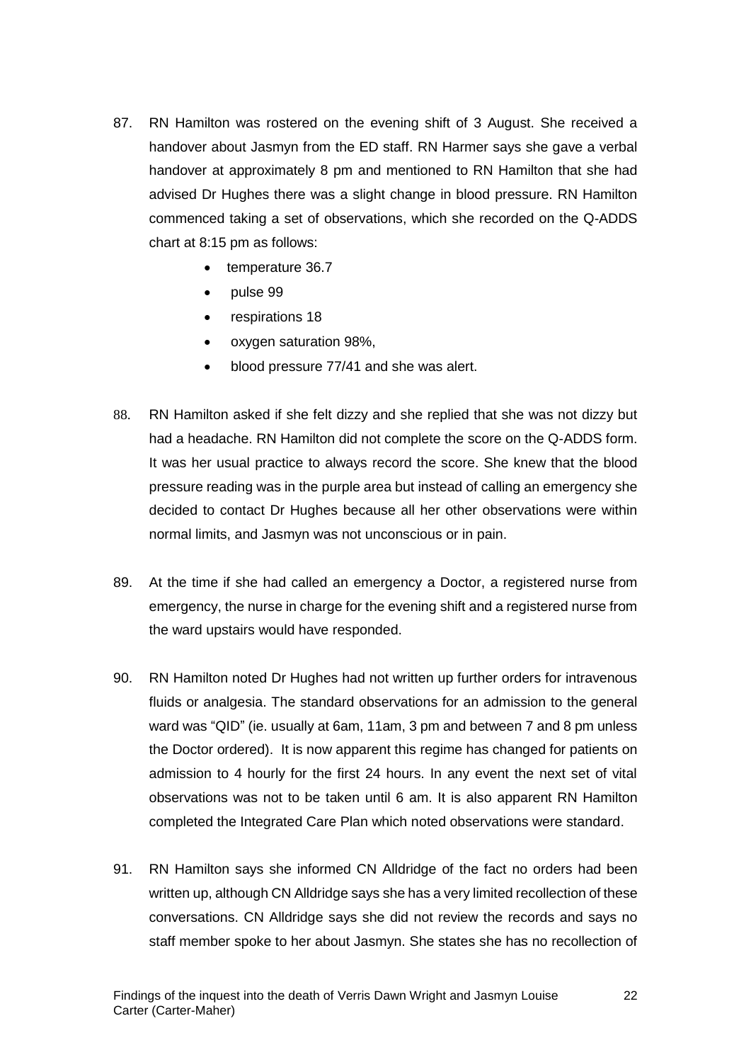87. RN Hamilton was rostered on the evening shift of 3 August. She received a handover about Jasmyn from the ED staff. RN Harmer says she gave a verbal handover at approximately 8 pm and mentioned to RN Hamilton that she had advised Dr Hughes there was a slight change in blood pressure. RN Hamilton commenced taking a set of observations, which she recorded on the Q-ADDS chart at 8:15 pm as follows:
    - temperature 36.7
    - pulse 99
    - respirations 18
    - oxygen saturation 98%,
    - blood pressure 77/41 and she was alert.

88. RN Hamilton asked if she felt dizzy and she replied that she was not dizzy but had a headache. RN Hamilton did not complete the score on the Q-ADDS form. It was her usual practice to always record the score. She knew that the blood pressure reading was in the purple area but instead of calling an emergency she decided to contact Dr Hughes because all her other observations were within normal limits, and Jasmyn was not unconscious or in pain.

89. At the time if she had called an emergency a Doctor, a registered nurse from emergency, the nurse in charge for the evening shift and a registered nurse from the ward upstairs would have responded.

90. RN Hamilton noted Dr Hughes had not written up further orders for intravenous fluids or analgesia. The standard observations for an admission to the general ward was "QID" (ie. usually at 6am, 11am, 3 pm and between 7 and 8 pm unless the Doctor ordered). It is now apparent this regime has changed for patients on admission to 4 hourly for the first 24 hours. In any event the next set of vital observations was not to be taken until 6 am. It is also apparent RN Hamilton completed the Integrated Care Plan which noted observations were standard.

91. RN Hamilton says she informed CN Alldridge of the fact no orders had been written up, although CN Alldridge says she has a very limited recollection of these conversations. CN Alldridge says she did not review the records and says no staff member spoke to her about Jasmyn. She states she has no recollection of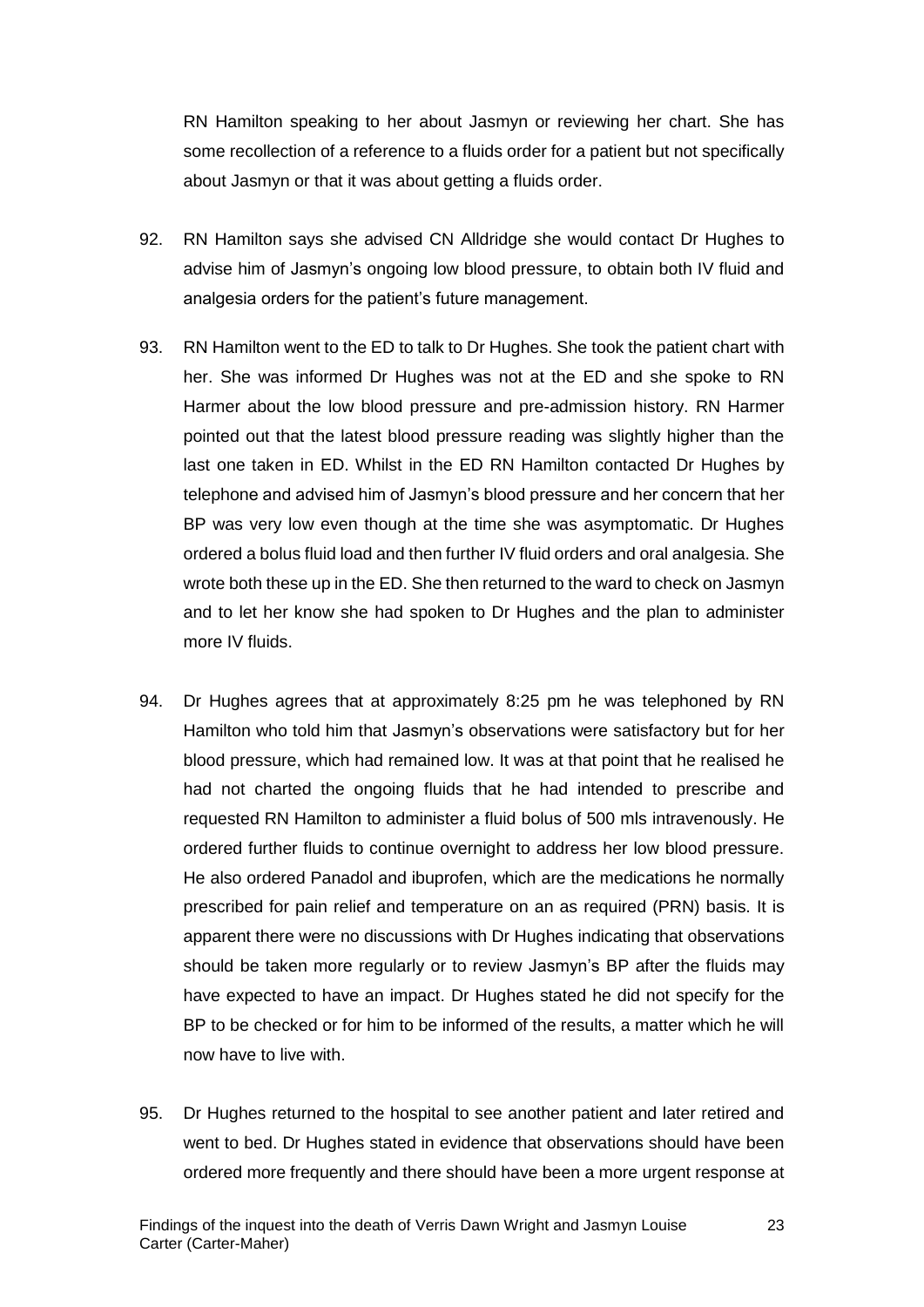RN Hamilton speaking to her about Jasmyn or reviewing her chart. She has some recollection of a reference to a fluids order for a patient but not specifically about Jasmyn or that it was about getting a fluids order.

92. RN Hamilton says she advised CN Alldridge she would contact Dr Hughes to advise him of Jasmyn's ongoing low blood pressure, to obtain both IV fluid and analgesia orders for the patient's future management.

93. RN Hamilton went to the ED to talk to Dr Hughes. She took the patient chart with her. She was informed Dr Hughes was not at the ED and she spoke to RN Harmer about the low blood pressure and pre-admission history. RN Harmer pointed out that the latest blood pressure reading was slightly higher than the last one taken in ED. Whilst in the ED RN Hamilton contacted Dr Hughes by telephone and advised him of Jasmyn's blood pressure and her concern that her BP was very low even though at the time she was asymptomatic. Dr Hughes ordered a bolus fluid load and then further IV fluid orders and oral analgesia. She wrote both these up in the ED. She then returned to the ward to check on Jasmyn and to let her know she had spoken to Dr Hughes and the plan to administer more IV fluids.

94. Dr Hughes agrees that at approximately 8:25 pm he was telephoned by RN Hamilton who told him that Jasmyn's observations were satisfactory but for her blood pressure, which had remained low. It was at that point that he realised he had not charted the ongoing fluids that he had intended to prescribe and requested RN Hamilton to administer a fluid bolus of 500 mls intravenously. He ordered further fluids to continue overnight to address her low blood pressure. He also ordered Panadol and ibuprofen, which are the medications he normally prescribed for pain relief and temperature on an as required (PRN) basis. It is apparent there were no discussions with Dr Hughes indicating that observations should be taken more regularly or to review Jasmyn's BP after the fluids may have expected to have an impact. Dr Hughes stated he did not specify for the BP to be checked or for him to be informed of the results, a matter which he will now have to live with.

95. Dr Hughes returned to the hospital to see another patient and later retired and went to bed. Dr Hughes stated in evidence that observations should have been ordered more frequently and there should have been a more urgent response at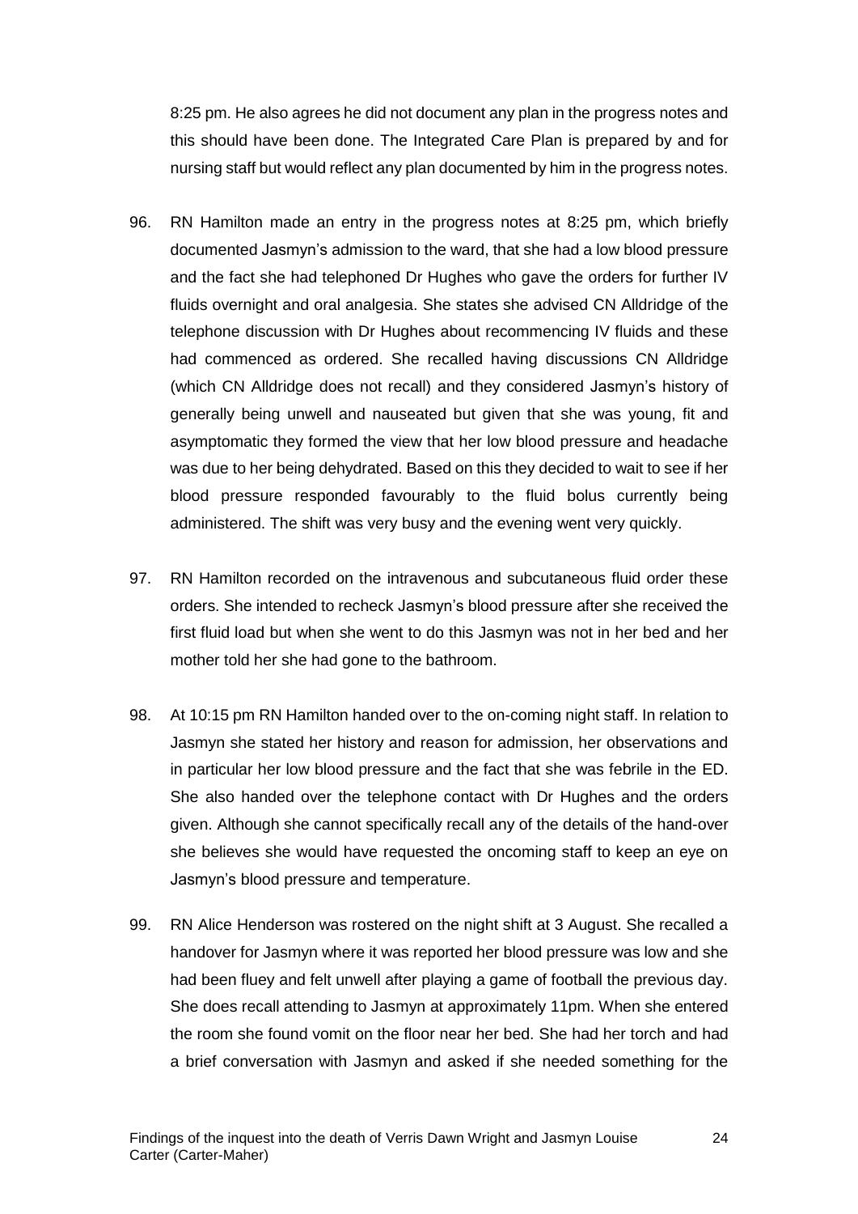8:25 pm. He also agrees he did not document any plan in the progress notes and this should have been done. The Integrated Care Plan is prepared by and for nursing staff but would reflect any plan documented by him in the progress notes.

96. RN Hamilton made an entry in the progress notes at 8:25 pm, which briefly documented Jasmyn's admission to the ward, that she had a low blood pressure and the fact she had telephoned Dr Hughes who gave the orders for further IV fluids overnight and oral analgesia. She states she advised CN Alldridge of the telephone discussion with Dr Hughes about recommencing IV fluids and these had commenced as ordered. She recalled having discussions CN Alldridge (which CN Alldridge does not recall) and they considered Jasmyn's history of generally being unwell and nauseated but given that she was young, fit and asymptomatic they formed the view that her low blood pressure and headache was due to her being dehydrated. Based on this they decided to wait to see if her blood pressure responded favourably to the fluid bolus currently being administered. The shift was very busy and the evening went very quickly.

97. RN Hamilton recorded on the intravenous and subcutaneous fluid order these orders. She intended to recheck Jasmyn's blood pressure after she received the first fluid load but when she went to do this Jasmyn was not in her bed and her mother told her she had gone to the bathroom.

98. At 10:15 pm RN Hamilton handed over to the on-coming night staff. In relation to Jasmyn she stated her history and reason for admission, her observations and in particular her low blood pressure and the fact that she was febrile in the ED. She also handed over the telephone contact with Dr Hughes and the orders given. Although she cannot specifically recall any of the details of the hand-over she believes she would have requested the oncoming staff to keep an eye on Jasmyn's blood pressure and temperature.

99. RN Alice Henderson was rostered on the night shift at 3 August. She recalled a handover for Jasmyn where it was reported her blood pressure was low and she had been fluey and felt unwell after playing a game of football the previous day. She does recall attending to Jasmyn at approximately 11pm. When she entered the room she found vomit on the floor near her bed. She had her torch and had a brief conversation with Jasmyn and asked if she needed something for the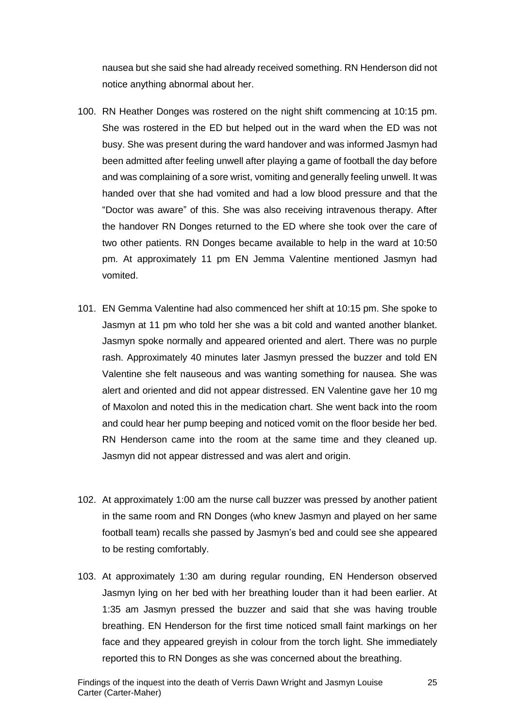nausea but she said she had already received something. RN Henderson did not notice anything abnormal about her.

100. RN Heather Donges was rostered on the night shift commencing at 10:15 pm. She was rostered in the ED but helped out in the ward when the ED was not busy. She was present during the ward handover and was informed Jasmyn had been admitted after feeling unwell after playing a game of football the day before and was complaining of a sore wrist, vomiting and generally feeling unwell. It was handed over that she had vomited and had a low blood pressure and that the "Doctor was aware" of this. She was also receiving intravenous therapy. After the handover RN Donges returned to the ED where she took over the care of two other patients. RN Donges became available to help in the ward at 10:50 pm. At approximately 11 pm EN Jemma Valentine mentioned Jasmyn had vomited.

101. EN Gemma Valentine had also commenced her shift at 10:15 pm. She spoke to Jasmyn at 11 pm who told her she was a bit cold and wanted another blanket. Jasmyn spoke normally and appeared oriented and alert. There was no purple rash. Approximately 40 minutes later Jasmyn pressed the buzzer and told EN Valentine she felt nauseous and was wanting something for nausea. She was alert and oriented and did not appear distressed. EN Valentine gave her 10 mg of Maxolon and noted this in the medication chart. She went back into the room and could hear her pump beeping and noticed vomit on the floor beside her bed. RN Henderson came into the room at the same time and they cleaned up. Jasmyn did not appear distressed and was alert and origin.

102. At approximately 1:00 am the nurse call buzzer was pressed by another patient in the same room and RN Donges (who knew Jasmyn and played on her same football team) recalls she passed by Jasmyn's bed and could see she appeared to be resting comfortably.

103. At approximately 1:30 am during regular rounding, EN Henderson observed Jasmyn lying on her bed with her breathing louder than it had been earlier. At 1:35 am Jasmyn pressed the buzzer and said that she was having trouble breathing. EN Henderson for the first time noticed small faint markings on her face and they appeared greyish in colour from the torch light. She immediately reported this to RN Donges as she was concerned about the breathing.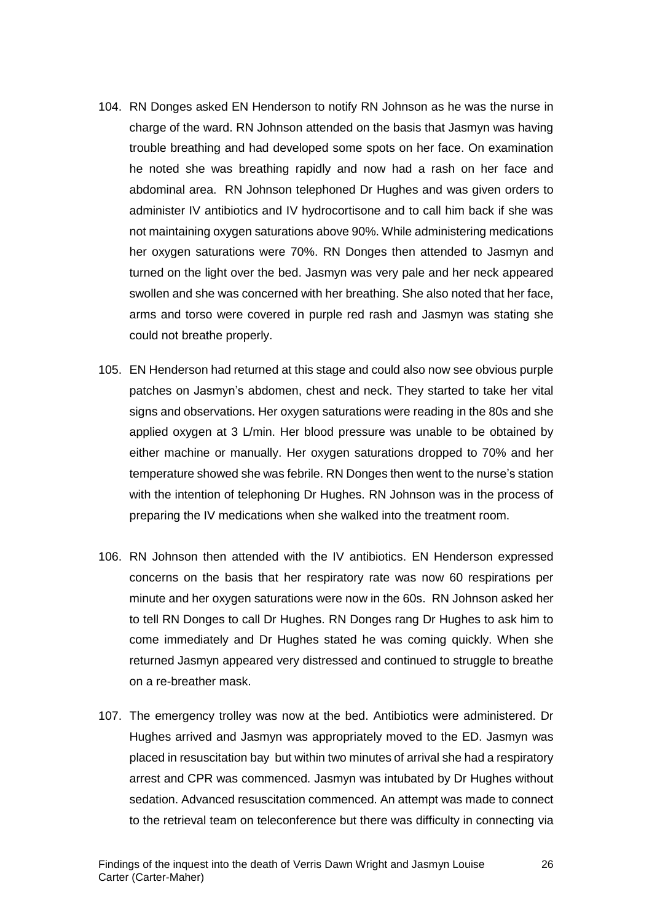104. RN Donges asked EN Henderson to notify RN Johnson as he was the nurse in charge of the ward. RN Johnson attended on the basis that Jasmyn was having trouble breathing and had developed some spots on her face. On examination he noted she was breathing rapidly and now had a rash on her face and abdominal area. RN Johnson telephoned Dr Hughes and was given orders to administer IV antibiotics and IV hydrocortisone and to call him back if she was not maintaining oxygen saturations above 90%. While administering medications her oxygen saturations were 70%. RN Donges then attended to Jasmyn and turned on the light over the bed. Jasmyn was very pale and her neck appeared swollen and she was concerned with her breathing. She also noted that her face, arms and torso were covered in purple red rash and Jasmyn was stating she could not breathe properly.

105. EN Henderson had returned at this stage and could also now see obvious purple patches on Jasmyn's abdomen, chest and neck. They started to take her vital signs and observations. Her oxygen saturations were reading in the 80s and she applied oxygen at 3 L/min. Her blood pressure was unable to be obtained by either machine or manually. Her oxygen saturations dropped to 70% and her temperature showed she was febrile. RN Donges then went to the nurse's station with the intention of telephoning Dr Hughes. RN Johnson was in the process of preparing the IV medications when she walked into the treatment room.

106. RN Johnson then attended with the IV antibiotics. EN Henderson expressed concerns on the basis that her respiratory rate was now 60 respirations per minute and her oxygen saturations were now in the 60s. RN Johnson asked her to tell RN Donges to call Dr Hughes. RN Donges rang Dr Hughes to ask him to come immediately and Dr Hughes stated he was coming quickly. When she returned Jasmyn appeared very distressed and continued to struggle to breathe on a re-breather mask.

107. The emergency trolley was now at the bed. Antibiotics were administered. Dr Hughes arrived and Jasmyn was appropriately moved to the ED. Jasmyn was placed in resuscitation bay but within two minutes of arrival she had a respiratory arrest and CPR was commenced. Jasmyn was intubated by Dr Hughes without sedation. Advanced resuscitation commenced. An attempt was made to connect to the retrieval team on teleconference but there was difficulty in connecting via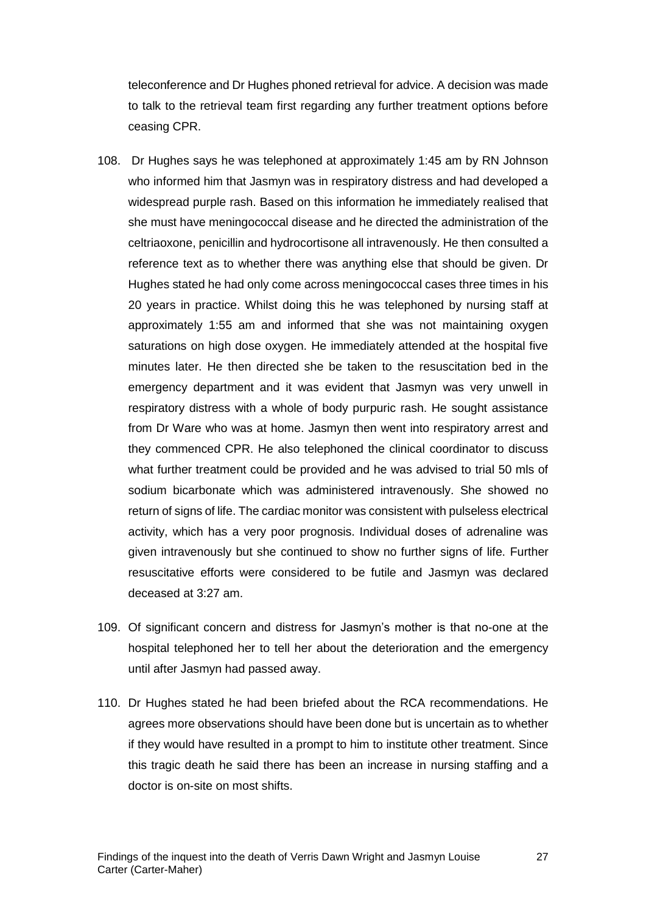teleconference and Dr Hughes phoned retrieval for advice. A decision was made to talk to the retrieval team first regarding any further treatment options before ceasing CPR.

108. Dr Hughes says he was telephoned at approximately 1:45 am by RN Johnson who informed him that Jasmyn was in respiratory distress and had developed a widespread purple rash. Based on this information he immediately realised that she must have meningococcal disease and he directed the administration of the celtriaoxone, penicillin and hydrocortisone all intravenously. He then consulted a reference text as to whether there was anything else that should be given. Dr Hughes stated he had only come across meningococcal cases three times in his 20 years in practice. Whilst doing this he was telephoned by nursing staff at approximately 1:55 am and informed that she was not maintaining oxygen saturations on high dose oxygen. He immediately attended at the hospital five minutes later. He then directed she be taken to the resuscitation bed in the emergency department and it was evident that Jasmyn was very unwell in respiratory distress with a whole of body purpuric rash. He sought assistance from Dr Ware who was at home. Jasmyn then went into respiratory arrest and they commenced CPR. He also telephoned the clinical coordinator to discuss what further treatment could be provided and he was advised to trial 50 mls of sodium bicarbonate which was administered intravenously. She showed no return of signs of life. The cardiac monitor was consistent with pulseless electrical activity, which has a very poor prognosis. Individual doses of adrenaline was given intravenously but she continued to show no further signs of life. Further resuscitative efforts were considered to be futile and Jasmyn was declared deceased at 3:27 am.

109. Of significant concern and distress for Jasmyn's mother is that no-one at the hospital telephoned her to tell her about the deterioration and the emergency until after Jasmyn had passed away.

110. Dr Hughes stated he had been briefed about the RCA recommendations. He agrees more observations should have been done but is uncertain as to whether if they would have resulted in a prompt to him to institute other treatment. Since this tragic death he said there has been an increase in nursing staffing and a doctor is on-site on most shifts.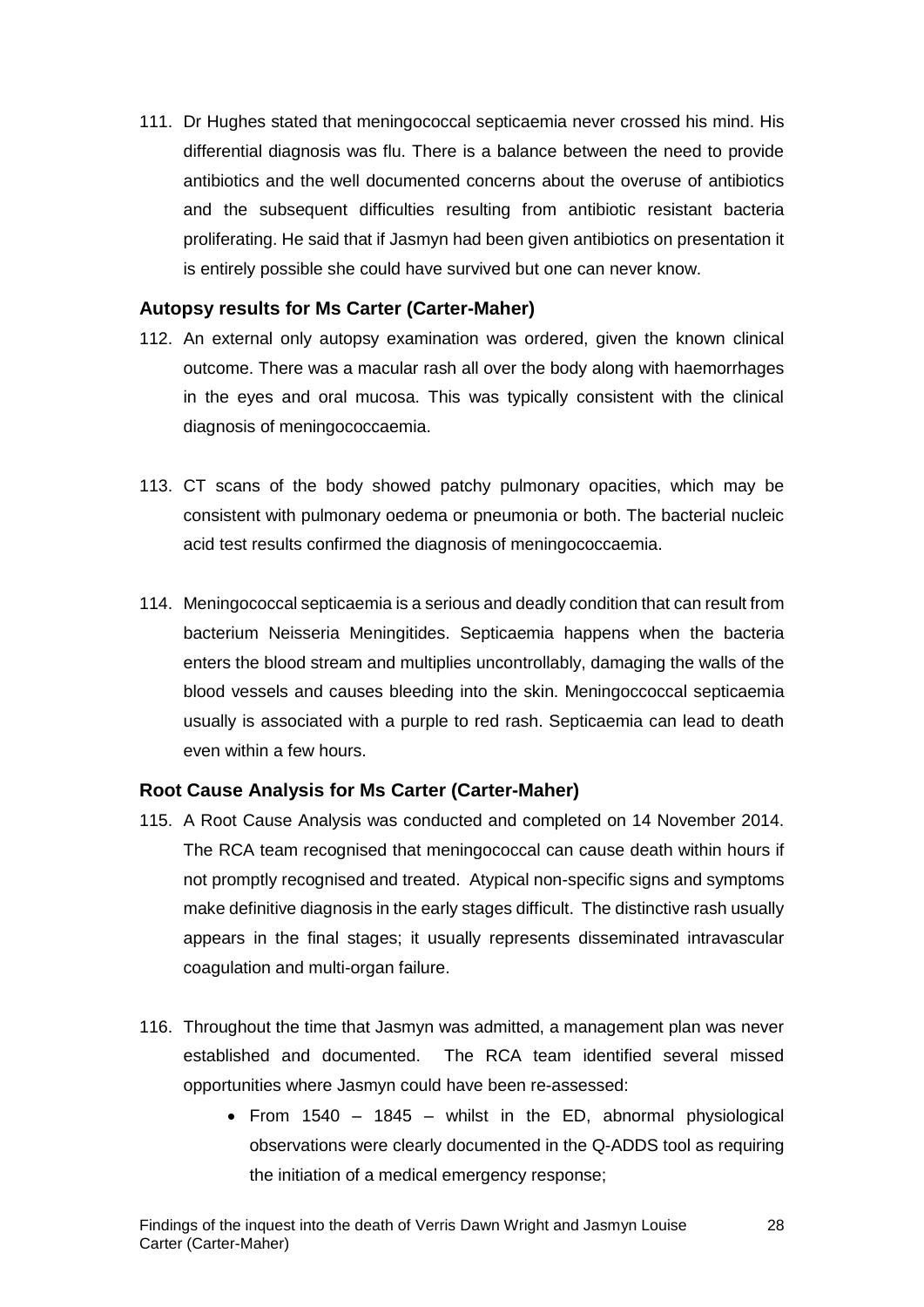111. Dr Hughes stated that meningococcal septicaemia never crossed his mind. His differential diagnosis was flu. There is a balance between the need to provide antibiotics and the well documented concerns about the overuse of antibiotics and the subsequent difficulties resulting from antibiotic resistant bacteria proliferating. He said that if Jasmyn had been given antibiotics on presentation it is entirely possible she could have survived but one can never know.

### Autopsy results for Ms Carter (Carter-Maher)

112. An external only autopsy examination was ordered, given the known clinical outcome. There was a macular rash all over the body along with haemorrhages in the eyes and oral mucosa. This was typically consistent with the clinical diagnosis of meningococcaemia.

113. CT scans of the body showed patchy pulmonary opacities, which may be consistent with pulmonary oedema or pneumonia or both. The bacterial nucleic acid test results confirmed the diagnosis of meningococcaemia.

114. Meningococcal septicaemia is a serious and deadly condition that can result from bacterium Neisseria Meningitides. Septicaemia happens when the bacteria enters the blood stream and multiplies uncontrollably, damaging the walls of the blood vessels and causes bleeding into the skin. Meningoccoccal septicaemia usually is associated with a purple to red rash. Septicaemia can lead to death even within a few hours.

### Root Cause Analysis for Ms Carter (Carter-Maher)

115. A Root Cause Analysis was conducted and completed on 14 November 2014. The RCA team recognised that meningococcal can cause death within hours if not promptly recognised and treated. Atypical non-specific signs and symptoms make definitive diagnosis in the early stages difficult. The distinctive rash usually appears in the final stages; it usually represents disseminated intravascular coagulation and multi-organ failure.

116. Throughout the time that Jasmyn was admitted, a management plan was never established and documented. The RCA team identified several missed opportunities where Jasmyn could have been re-assessed:
    - From 1540 – 1845 – whilst in the ED, abnormal physiological observations were clearly documented in the Q-ADDS tool as requiring the initiation of a medical emergency response;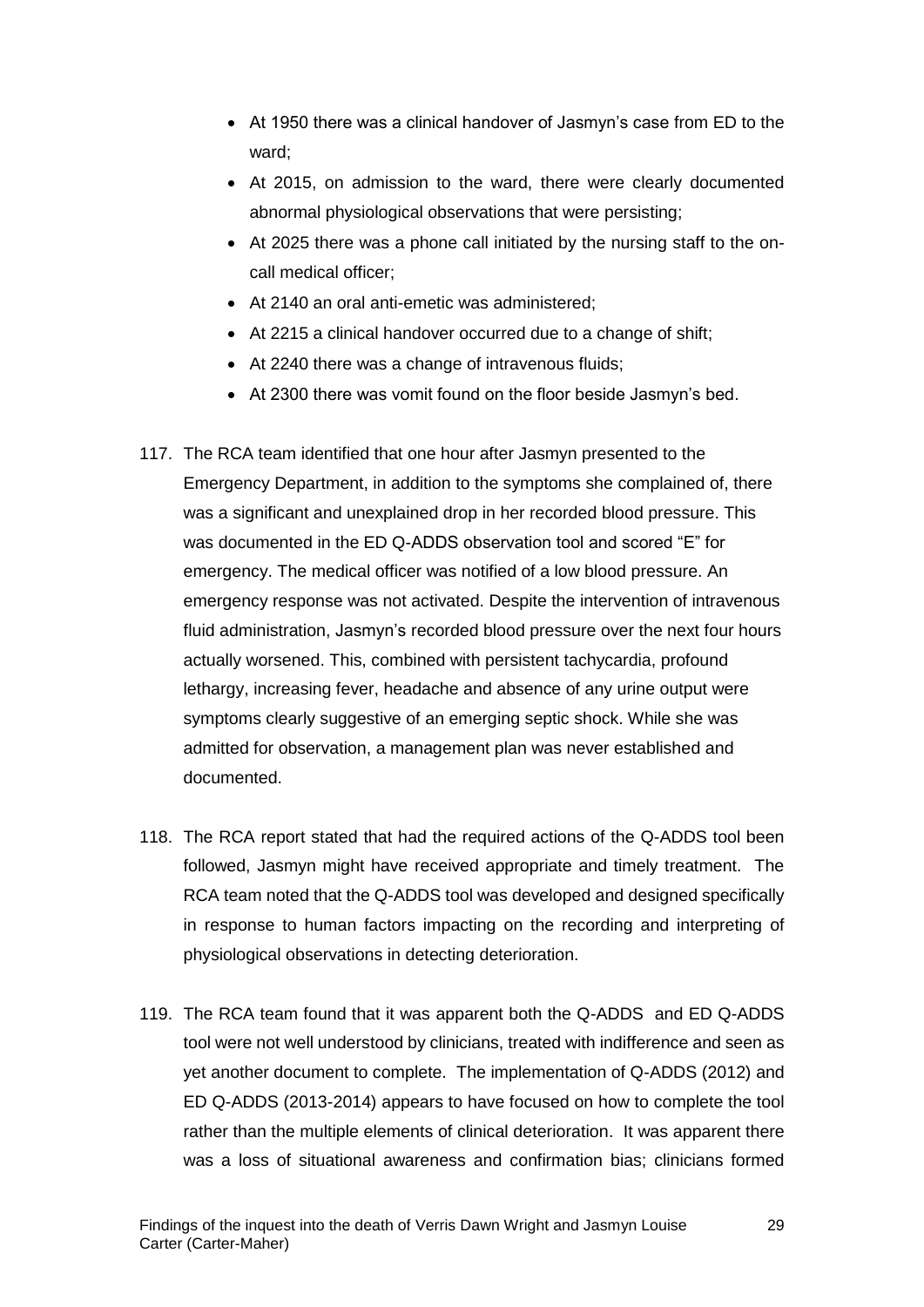- At 1950 there was a clinical handover of Jasmyn's case from ED to the ward;
- At 2015, on admission to the ward, there were clearly documented abnormal physiological observations that were persisting;
- At 2025 there was a phone call initiated by the nursing staff to the on-call medical officer;
- At 2140 an oral anti-emetic was administered;
- At 2215 a clinical handover occurred due to a change of shift;
- At 2240 there was a change of intravenous fluids;
- At 2300 there was vomit found on the floor beside Jasmyn's bed.

117. The RCA team identified that one hour after Jasmyn presented to the Emergency Department, in addition to the symptoms she complained of, there was a significant and unexplained drop in her recorded blood pressure. This was documented in the ED Q-ADDS observation tool and scored "E" for emergency. The medical officer was notified of a low blood pressure. An emergency response was not activated. Despite the intervention of intravenous fluid administration, Jasmyn's recorded blood pressure over the next four hours actually worsened. This, combined with persistent tachycardia, profound lethargy, increasing fever, headache and absence of any urine output were symptoms clearly suggestive of an emerging septic shock. While she was admitted for observation, a management plan was never established and documented.

118. The RCA report stated that had the required actions of the Q-ADDS tool been followed, Jasmyn might have received appropriate and timely treatment. The RCA team noted that the Q-ADDS tool was developed and designed specifically in response to human factors impacting on the recording and interpreting of physiological observations in detecting deterioration.

119. The RCA team found that it was apparent both the Q-ADDS and ED Q-ADDS tool were not well understood by clinicians, treated with indifference and seen as yet another document to complete. The implementation of Q-ADDS (2012) and ED Q-ADDS (2013-2014) appears to have focused on how to complete the tool rather than the multiple elements of clinical deterioration. It was apparent there was a loss of situational awareness and confirmation bias; clinicians formed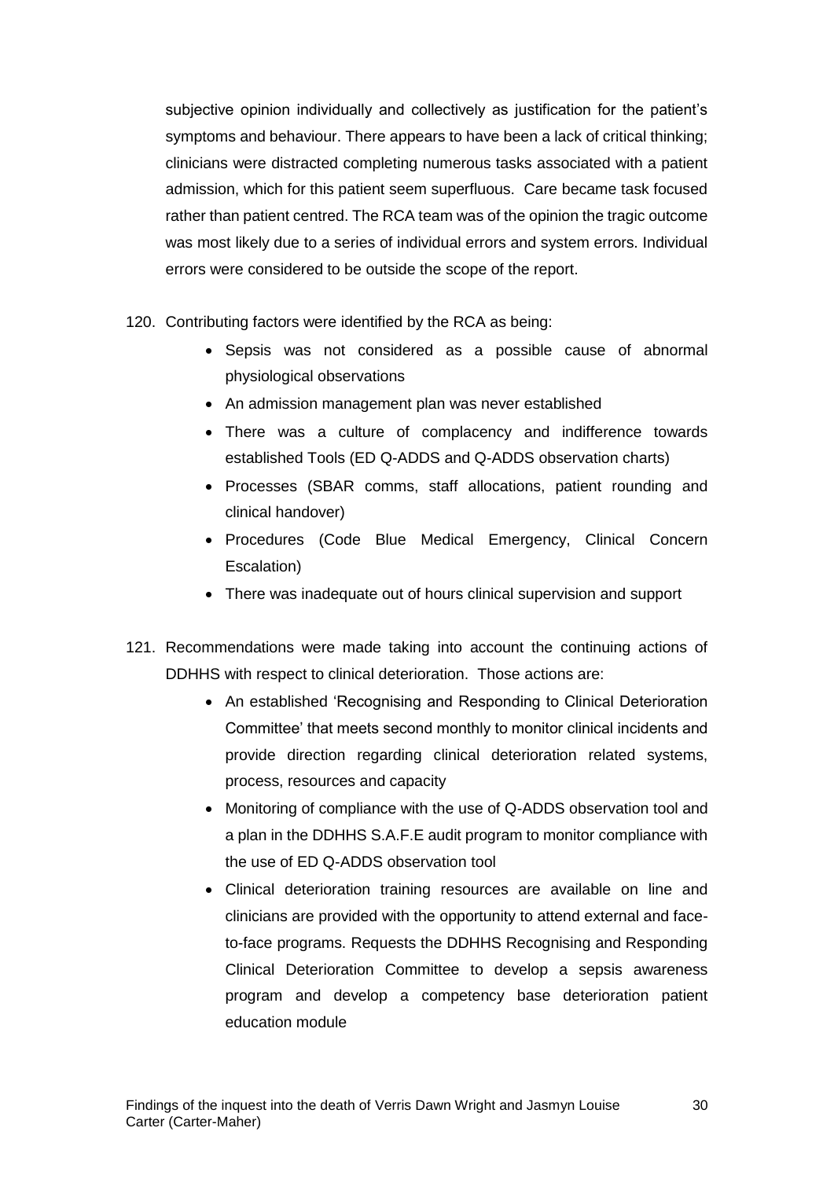subjective opinion individually and collectively as justification for the patient's symptoms and behaviour. There appears to have been a lack of critical thinking; clinicians were distracted completing numerous tasks associated with a patient admission, which for this patient seem superfluous. Care became task focused rather than patient centred. The RCA team was of the opinion the tragic outcome was most likely due to a series of individual errors and system errors. Individual errors were considered to be outside the scope of the report.

120. Contributing factors were identified by the RCA as being:

- Sepsis was not considered as a possible cause of abnormal physiological observations
- An admission management plan was never established
- There was a culture of complacency and indifference towards established Tools (ED Q-ADDS and Q-ADDS observation charts)
- Processes (SBAR comms, staff allocations, patient rounding and clinical handover)
- Procedures (Code Blue Medical Emergency, Clinical Concern Escalation)
- There was inadequate out of hours clinical supervision and support

121. Recommendations were made taking into account the continuing actions of DDHHS with respect to clinical deterioration. Those actions are:

- An established 'Recognising and Responding to Clinical Deterioration Committee' that meets second monthly to monitor clinical incidents and provide direction regarding clinical deterioration related systems, process, resources and capacity
- Monitoring of compliance with the use of Q-ADDS observation tool and a plan in the DDHHS S.A.F.E audit program to monitor compliance with the use of ED Q-ADDS observation tool
- Clinical deterioration training resources are available on line and clinicians are provided with the opportunity to attend external and face-to-face programs. Requests the DDHHS Recognising and Responding Clinical Deterioration Committee to develop a sepsis awareness program and develop a competency base deterioration patient education module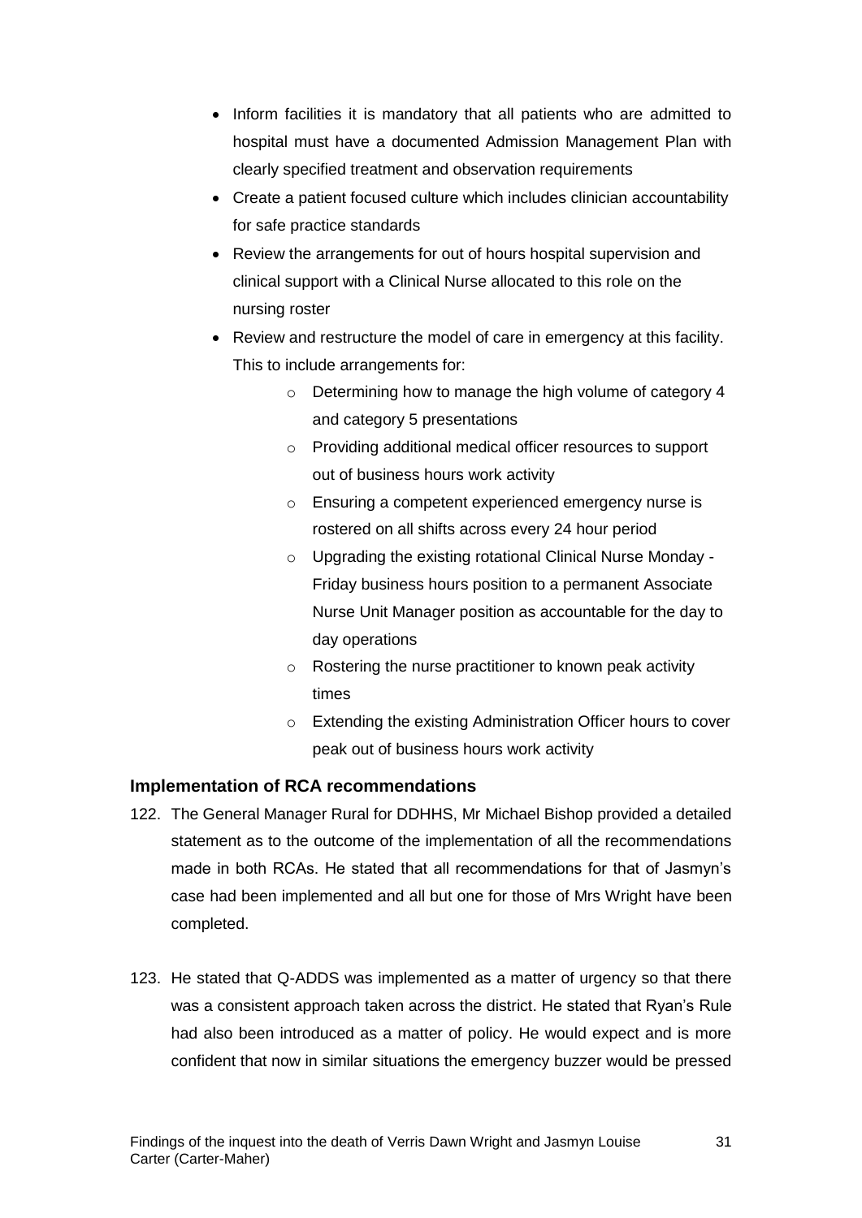- Inform facilities it is mandatory that all patients who are admitted to hospital must have a documented Admission Management Plan with clearly specified treatment and observation requirements
- Create a patient focused culture which includes clinician accountability for safe practice standards
- Review the arrangements for out of hours hospital supervision and clinical support with a Clinical Nurse allocated to this role on the nursing roster
- Review and restructure the model of care in emergency at this facility. This to include arrangements for:
    - Determining how to manage the high volume of category 4 and category 5 presentations
    - Providing additional medical officer resources to support out of business hours work activity
    - Ensuring a competent experienced emergency nurse is rostered on all shifts across every 24 hour period
    - Upgrading the existing rotational Clinical Nurse Monday - Friday business hours position to a permanent Associate Nurse Unit Manager position as accountable for the day to day operations
    - Rostering the nurse practitioner to known peak activity times
    - Extending the existing Administration Officer hours to cover peak out of business hours work activity

### Implementation of RCA recommendations

122. The General Manager Rural for DDHHS, Mr Michael Bishop provided a detailed statement as to the outcome of the implementation of all the recommendations made in both RCAs. He stated that all recommendations for that of Jasmyn's case had been implemented and all but one for those of Mrs Wright have been completed.

123. He stated that Q-ADDS was implemented as a matter of urgency so that there was a consistent approach taken across the district. He stated that Ryan's Rule had also been introduced as a matter of policy. He would expect and is more confident that now in similar situations the emergency buzzer would be pressed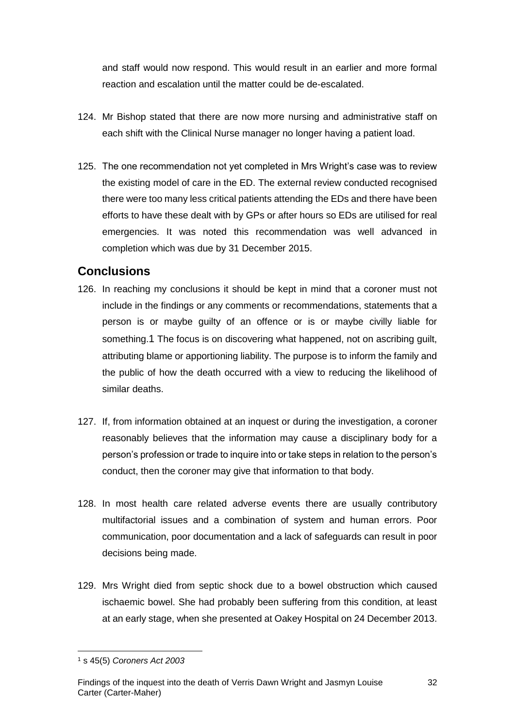and staff would now respond. This would result in an earlier and more formal reaction and escalation until the matter could be de-escalated.

124. Mr Bishop stated that there are now more nursing and administrative staff on each shift with the Clinical Nurse manager no longer having a patient load.

125. The one recommendation not yet completed in Mrs Wright's case was to review the existing model of care in the ED. The external review conducted recognised there were too many less critical patients attending the EDs and there have been efforts to have these dealt with by GPs or after hours so EDs are utilised for real emergencies. It was noted this recommendation was well advanced in completion which was due by 31 December 2015.

## Conclusions

126. In reaching my conclusions it should be kept in mind that a coroner must not include in the findings or any comments or recommendations, statements that a person is or maybe guilty of an offence or is or maybe civilly liable for something.[1] The focus is on discovering what happened, not on ascribing guilt, attributing blame or apportioning liability. The purpose is to inform the family and the public of how the death occurred with a view to reducing the likelihood of similar deaths.

127. If, from information obtained at an inquest or during the investigation, a coroner reasonably believes that the information may cause a disciplinary body for a person's profession or trade to inquire into or take steps in relation to the person's conduct, then the coroner may give that information to that body.

128. In most health care related adverse events there are usually contributory multifactorial issues and a combination of system and human errors. Poor communication, poor documentation and a lack of safeguards can result in poor decisions being made.

129. Mrs Wright died from septic shock due to a bowel obstruction which caused ischaemic bowel. She had probably been suffering from this condition, at least at an early stage, when she presented at Oakey Hospital on 24 December 2013.

[1] s 45(5) *Coroners Act 2003*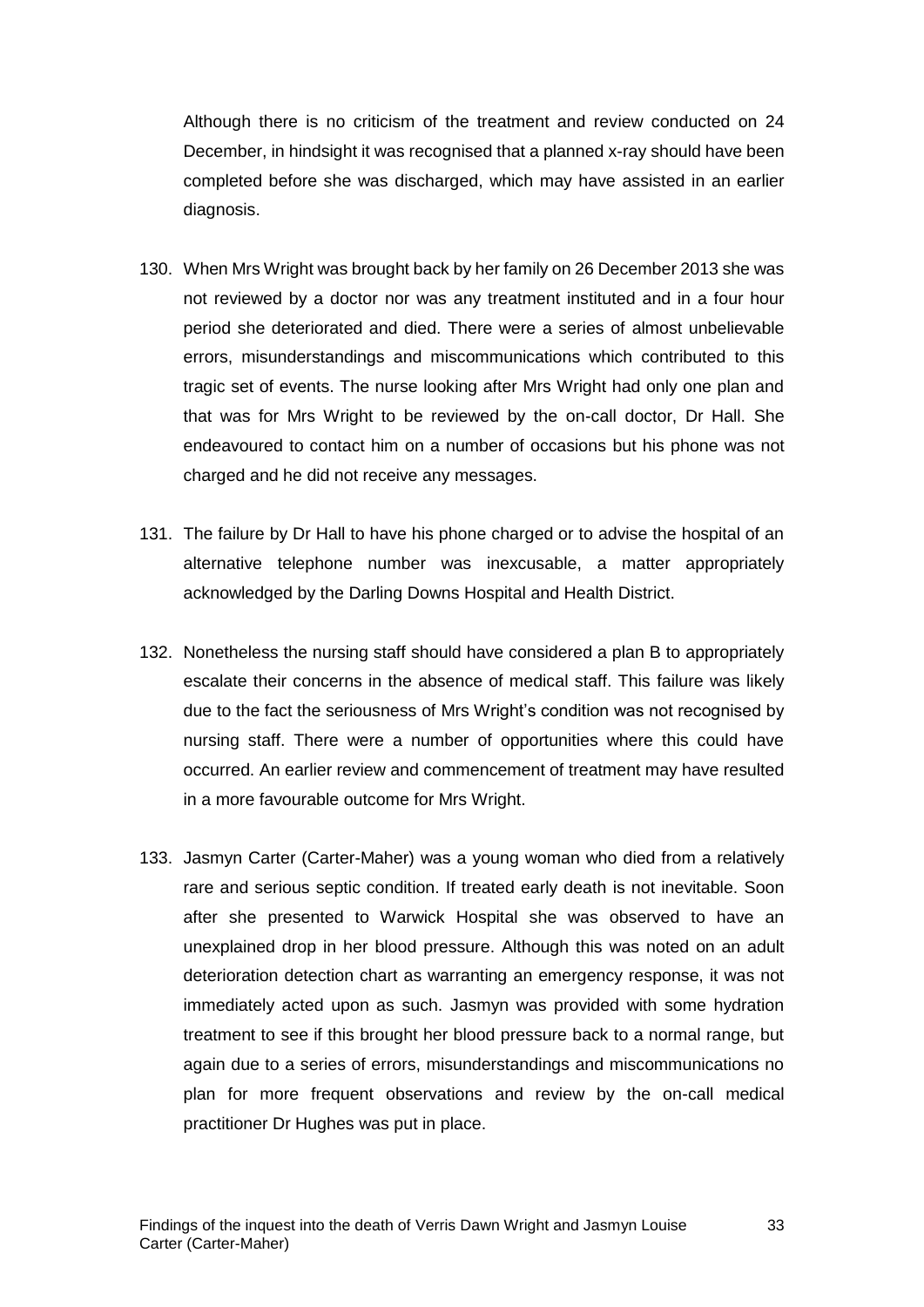Although there is no criticism of the treatment and review conducted on 24 December, in hindsight it was recognised that a planned x-ray should have been completed before she was discharged, which may have assisted in an earlier diagnosis.

130. When Mrs Wright was brought back by her family on 26 December 2013 she was not reviewed by a doctor nor was any treatment instituted and in a four hour period she deteriorated and died. There were a series of almost unbelievable errors, misunderstandings and miscommunications which contributed to this tragic set of events. The nurse looking after Mrs Wright had only one plan and that was for Mrs Wright to be reviewed by the on-call doctor, Dr Hall. She endeavoured to contact him on a number of occasions but his phone was not charged and he did not receive any messages.

131. The failure by Dr Hall to have his phone charged or to advise the hospital of an alternative telephone number was inexcusable, a matter appropriately acknowledged by the Darling Downs Hospital and Health District.

132. Nonetheless the nursing staff should have considered a plan B to appropriately escalate their concerns in the absence of medical staff. This failure was likely due to the fact the seriousness of Mrs Wright's condition was not recognised by nursing staff. There were a number of opportunities where this could have occurred. An earlier review and commencement of treatment may have resulted in a more favourable outcome for Mrs Wright.

133. Jasmyn Carter (Carter-Maher) was a young woman who died from a relatively rare and serious septic condition. If treated early death is not inevitable. Soon after she presented to Warwick Hospital she was observed to have an unexplained drop in her blood pressure. Although this was noted on an adult deterioration detection chart as warranting an emergency response, it was not immediately acted upon as such. Jasmyn was provided with some hydration treatment to see if this brought her blood pressure back to a normal range, but again due to a series of errors, misunderstandings and miscommunications no plan for more frequent observations and review by the on-call medical practitioner Dr Hughes was put in place.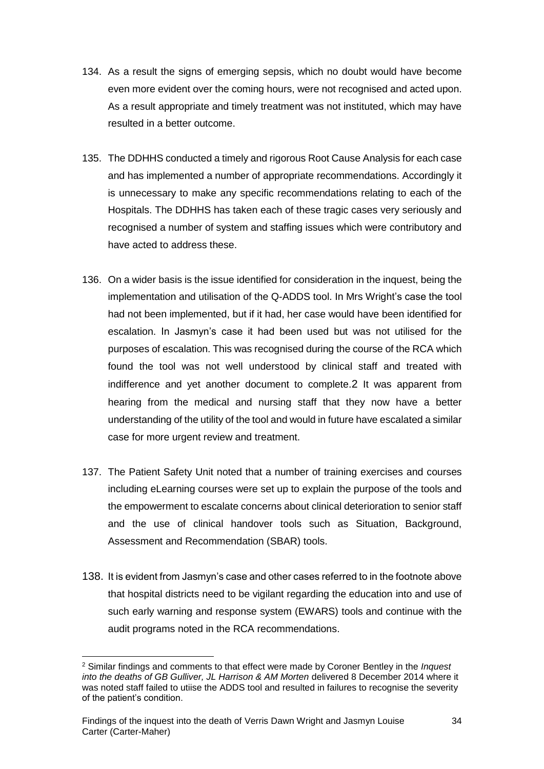134. As a result the signs of emerging sepsis, which no doubt would have become even more evident over the coming hours, were not recognised and acted upon. As a result appropriate and timely treatment was not instituted, which may have resulted in a better outcome.

135. The DDHHS conducted a timely and rigorous Root Cause Analysis for each case and has implemented a number of appropriate recommendations. Accordingly it is unnecessary to make any specific recommendations relating to each of the Hospitals. The DDHHS has taken each of these tragic cases very seriously and recognised a number of system and staffing issues which were contributory and have acted to address these.

136. On a wider basis is the issue identified for consideration in the inquest, being the implementation and utilisation of the Q-ADDS tool. In Mrs Wright's case the tool had not been implemented, but if it had, her case would have been identified for escalation. In Jasmyn's case it had been used but was not utilised for the purposes of escalation. This was recognised during the course of the RCA which found the tool was not well understood by clinical staff and treated with indifference and yet another document to complete.[2] It was apparent from hearing from the medical and nursing staff that they now have a better understanding of the utility of the tool and would in future have escalated a similar case for more urgent review and treatment.

137. The Patient Safety Unit noted that a number of training exercises and courses including eLearning courses were set up to explain the purpose of the tools and the empowerment to escalate concerns about clinical deterioration to senior staff and the use of clinical handover tools such as Situation, Background, Assessment and Recommendation (SBAR) tools.

138. It is evident from Jasmyn's case and other cases referred to in the footnote above that hospital districts need to be vigilant regarding the education into and use of such early warning and response system (EWARS) tools and continue with the audit programs noted in the RCA recommendations.

---

[2] Similar findings and comments to that effect were made by Coroner Bentley in the *Inquest into the deaths of GB Gulliver, JL Harrison & AM Morten* delivered 8 December 2014 where it was noted staff failed to utiise the ADDS tool and resulted in failures to recognise the severity of the patient's condition.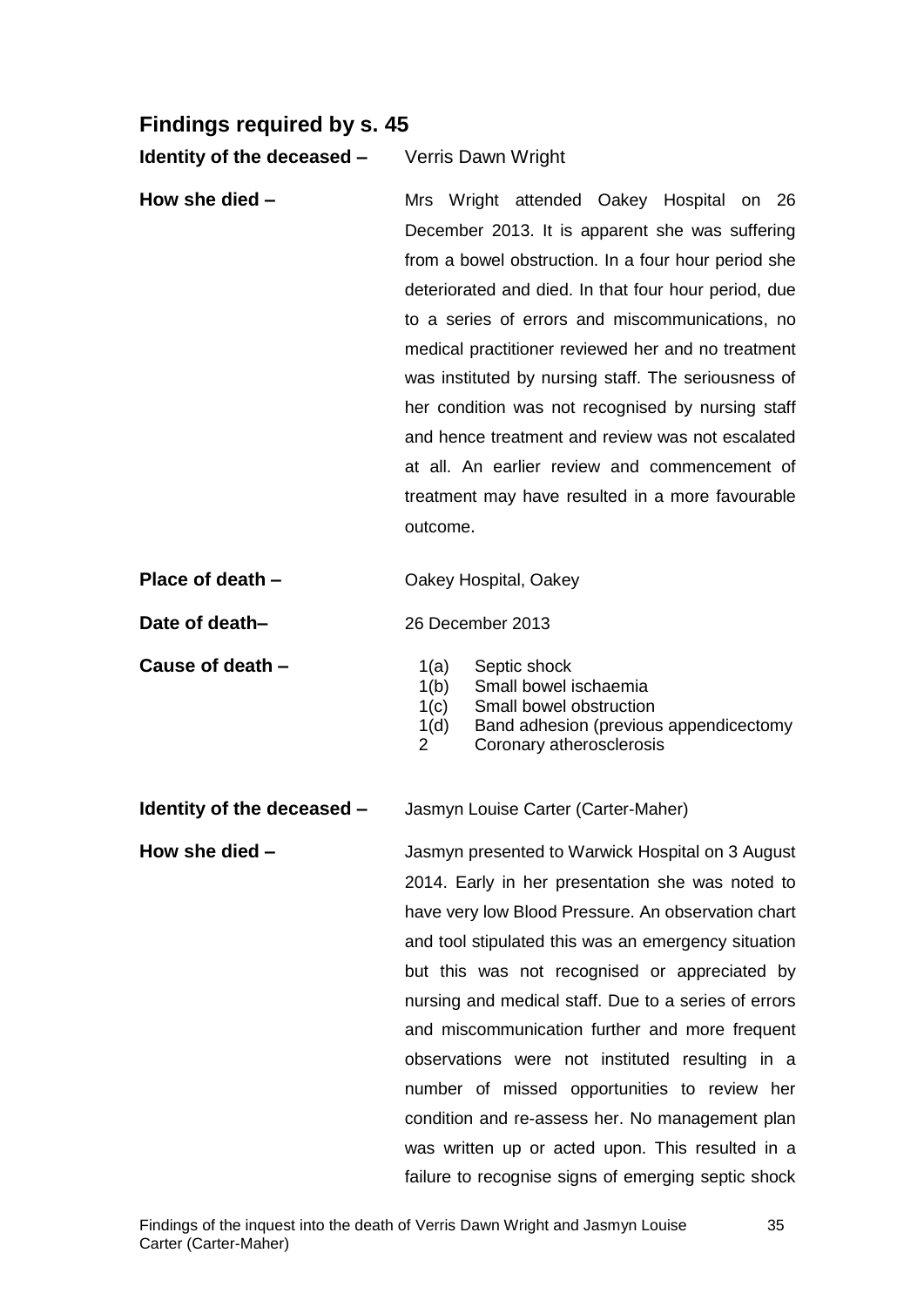## Findings required by s. 45

**Identity of the deceased –** Verris Dawn Wright

**How she died –** Mrs Wright attended Oakey Hospital on 26 December 2013. It is apparent she was suffering from a bowel obstruction. In a four hour period she deteriorated and died. In that four hour period, due to a series of errors and miscommunications, no medical practitioner reviewed her and no treatment was instituted by nursing staff. The seriousness of her condition was not recognised by nursing staff and hence treatment and review was not escalated at all. An earlier review and commencement of treatment may have resulted in a more favourable outcome.

**Place of death –** Oakey Hospital, Oakey

**Date of death–** 26 December 2013

**Cause of death –**

1(a) Septic shock
1(b) Small bowel ischaemia
1(c) Small bowel obstruction
1(d) Band adhesion (previous appendicectomy
2 Coronary atherosclerosis

**Identity of the deceased –** Jasmyn Louise Carter (Carter-Maher)

**How she died –** Jasmyn presented to Warwick Hospital on 3 August 2014. Early in her presentation she was noted to have very low Blood Pressure. An observation chart and tool stipulated this was an emergency situation but this was not recognised or appreciated by nursing and medical staff. Due to a series of errors and miscommunication further and more frequent observations were not instituted resulting in a number of missed opportunities to review her condition and re-assess her. No management plan was written up or acted upon. This resulted in a failure to recognise signs of emerging septic shock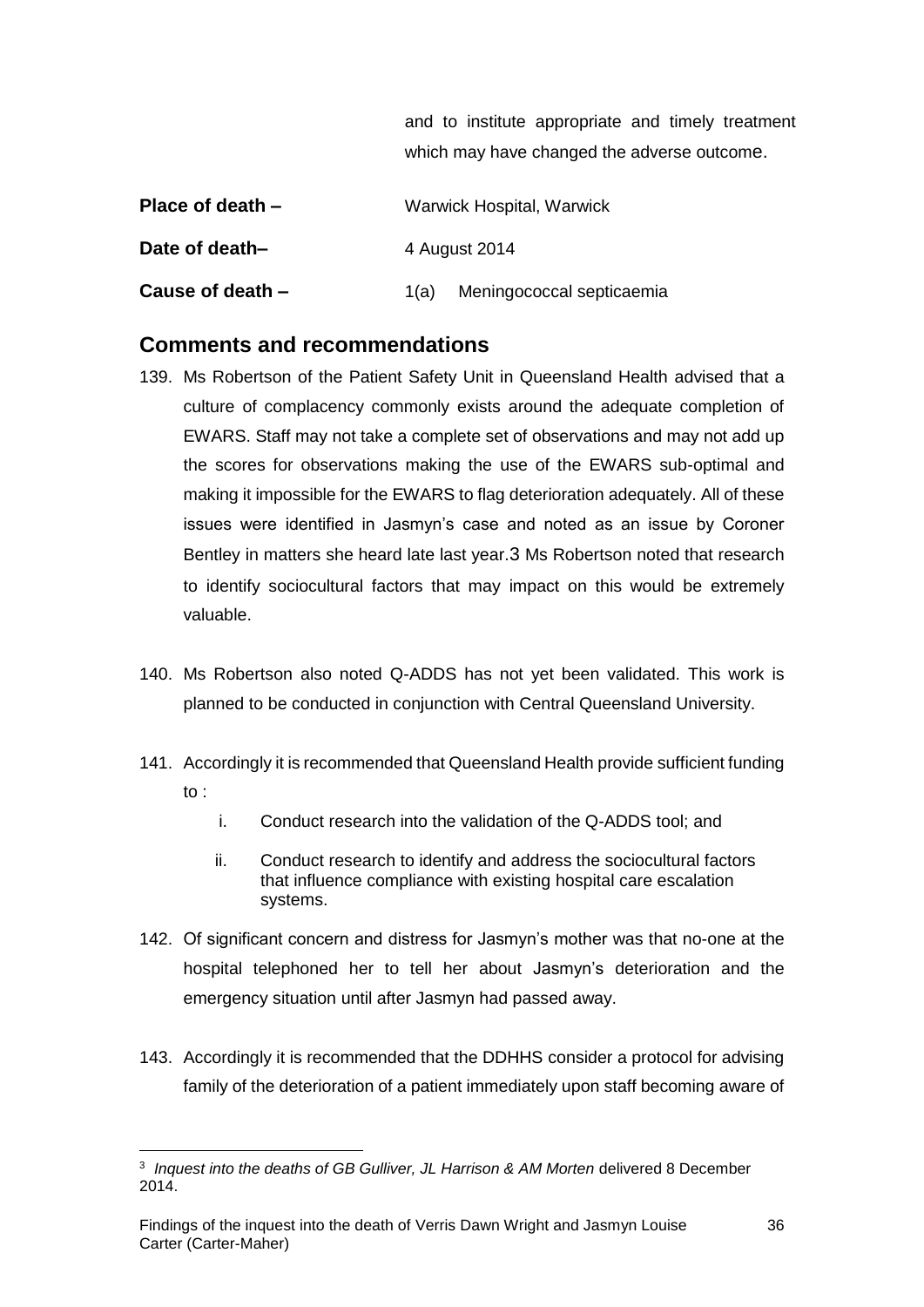and to institute appropriate and timely treatment which may have changed the adverse outcome.

**Place of death –** Warwick Hospital, Warwick

**Date of death–** 4 August 2014

**Cause of death –** 1(a) Meningococcal septicaemia

## Comments and recommendations

139. Ms Robertson of the Patient Safety Unit in Queensland Health advised that a culture of complacency commonly exists around the adequate completion of EWARS. Staff may not take a complete set of observations and may not add up the scores for observations making the use of the EWARS sub-optimal and making it impossible for the EWARS to flag deterioration adequately. All of these issues were identified in Jasmyn's case and noted as an issue by Coroner Bentley in matters she heard late last year.[3] Ms Robertson noted that research to identify sociocultural factors that may impact on this would be extremely valuable.

140. Ms Robertson also noted Q-ADDS has not yet been validated. This work is planned to be conducted in conjunction with Central Queensland University.

141. Accordingly it is recommended that Queensland Health provide sufficient funding to :

    i. Conduct research into the validation of the Q-ADDS tool; and

    ii. Conduct research to identify and address the sociocultural factors that influence compliance with existing hospital care escalation systems.

142. Of significant concern and distress for Jasmyn's mother was that no-one at the hospital telephoned her to tell her about Jasmyn's deterioration and the emergency situation until after Jasmyn had passed away.

143. Accordingly it is recommended that the DDHHS consider a protocol for advising family of the deterioration of a patient immediately upon staff becoming aware of

---

[3] *Inquest into the deaths of GB Gulliver, JL Harrison & AM Morten* delivered 8 December 2014.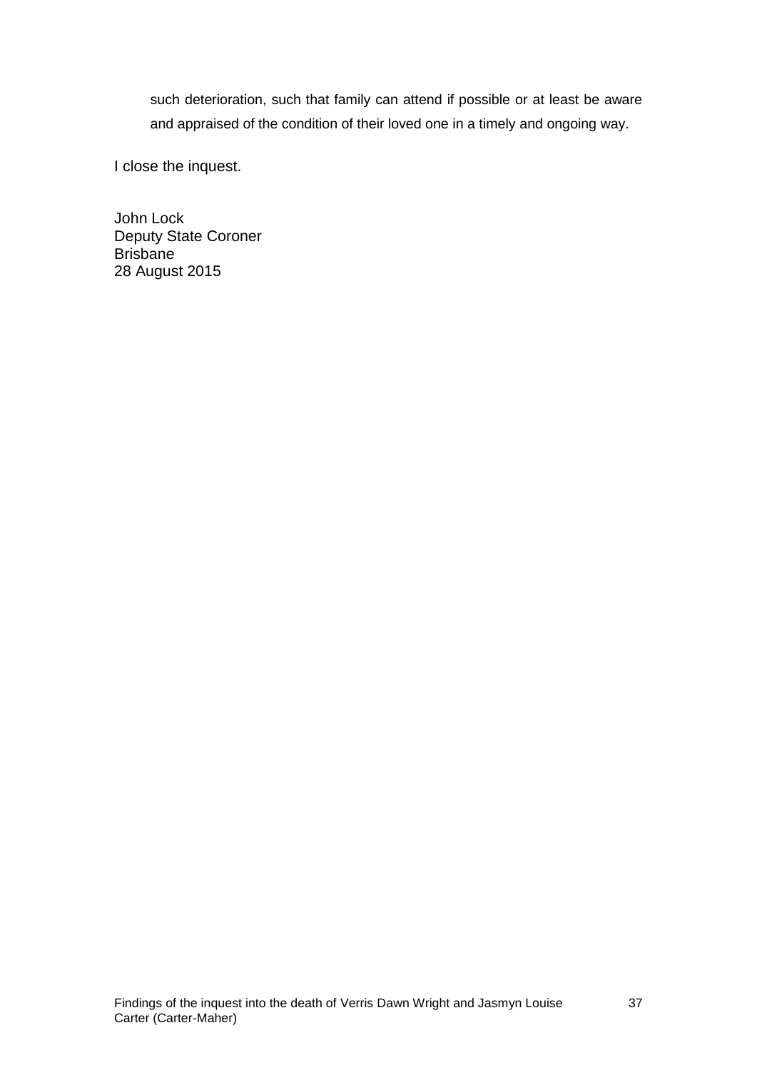such deterioration, such that family can attend if possible or at least be aware and appraised of the condition of their loved one in a timely and ongoing way.

I close the inquest.

John Lock
Deputy State Coroner
Brisbane
28 August 2015